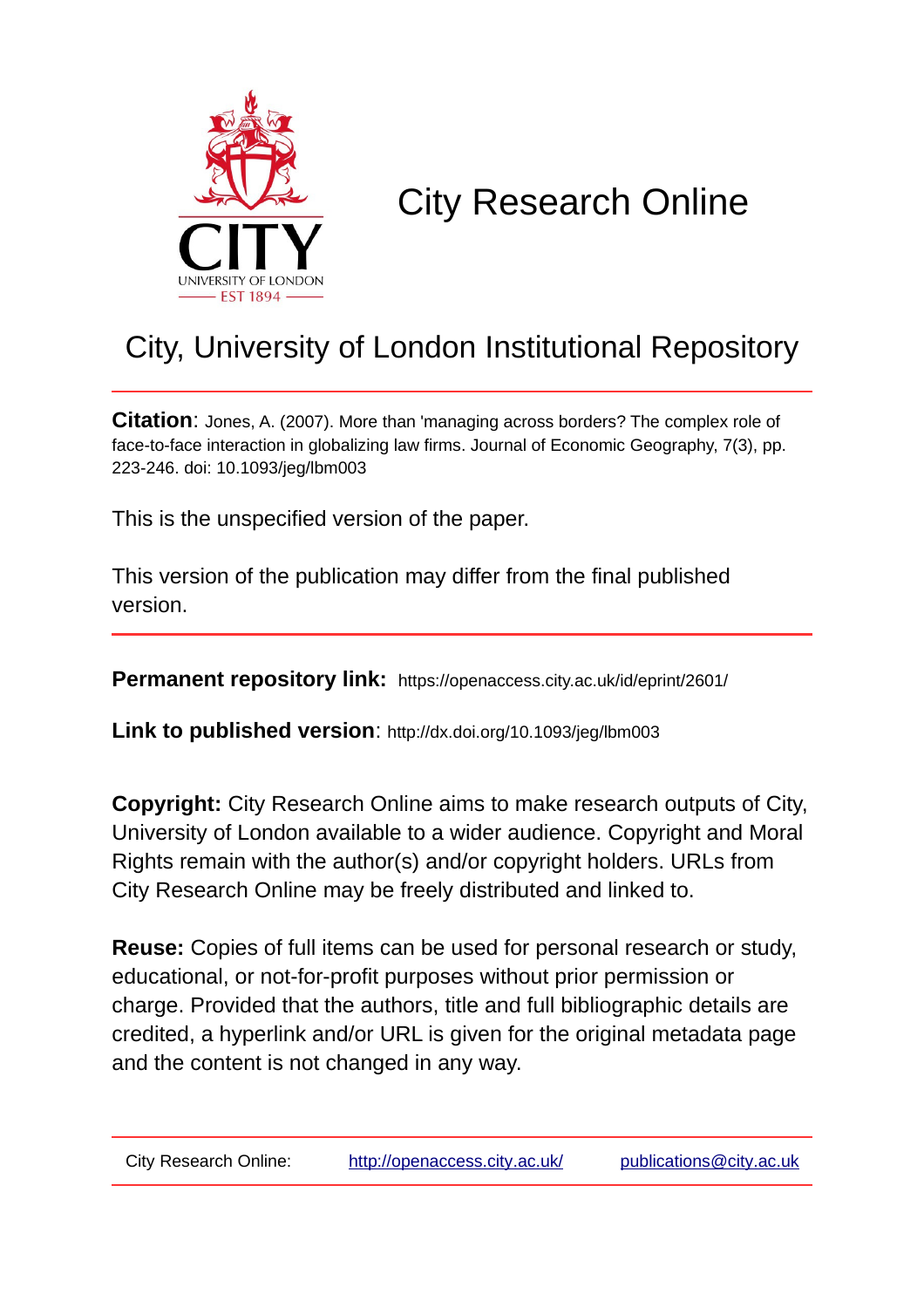CITY
UNIVERSITY OF LONDON
EST 1894

# City Research Online

## City, University of London Institutional Repository

**Citation**: Jones, A. (2007). More than 'managing across borders? The complex role of face-to-face interaction in globalizing law firms. Journal of Economic Geography, 7(3), pp. 223-246. doi: 10.1093/jeg/lbm003

This is the unspecified version of the paper.

This version of the publication may differ from the final published version.

**Permanent repository link:** https://openaccess.city.ac.uk/id/eprint/2601/

**Link to published version**: http://dx.doi.org/10.1093/jeg/lbm003

**Copyright:** City Research Online aims to make research outputs of City, University of London available to a wider audience. Copyright and Moral Rights remain with the author(s) and/or copyright holders. URLs from City Research Online may be freely distributed and linked to.

**Reuse:** Copies of full items can be used for personal research or study, educational, or not-for-profit purposes without prior permission or charge. Provided that the authors, title and full bibliographic details are credited, a hyperlink and/or URL is given for the original metadata page and the content is not changed in any way.

City Research Online: http://openaccess.city.ac.uk/ publications@city.ac.uk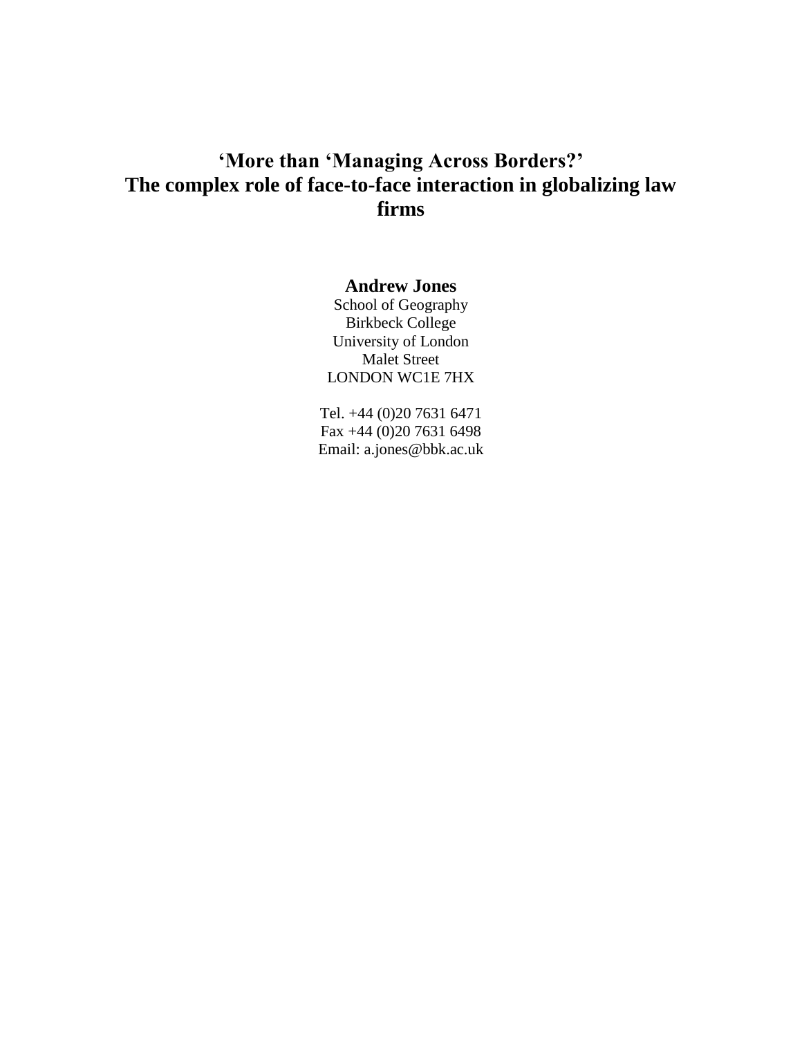# 'More than 'Managing Across Borders?' The complex role of face-to-face interaction in globalizing law firms

**Andrew Jones**
School of Geography
Birkbeck College
University of London
Malet Street
LONDON WC1E 7HX

Tel. +44 (0)20 7631 6471
Fax +44 (0)20 7631 6498
Email: a.jones@bbk.ac.uk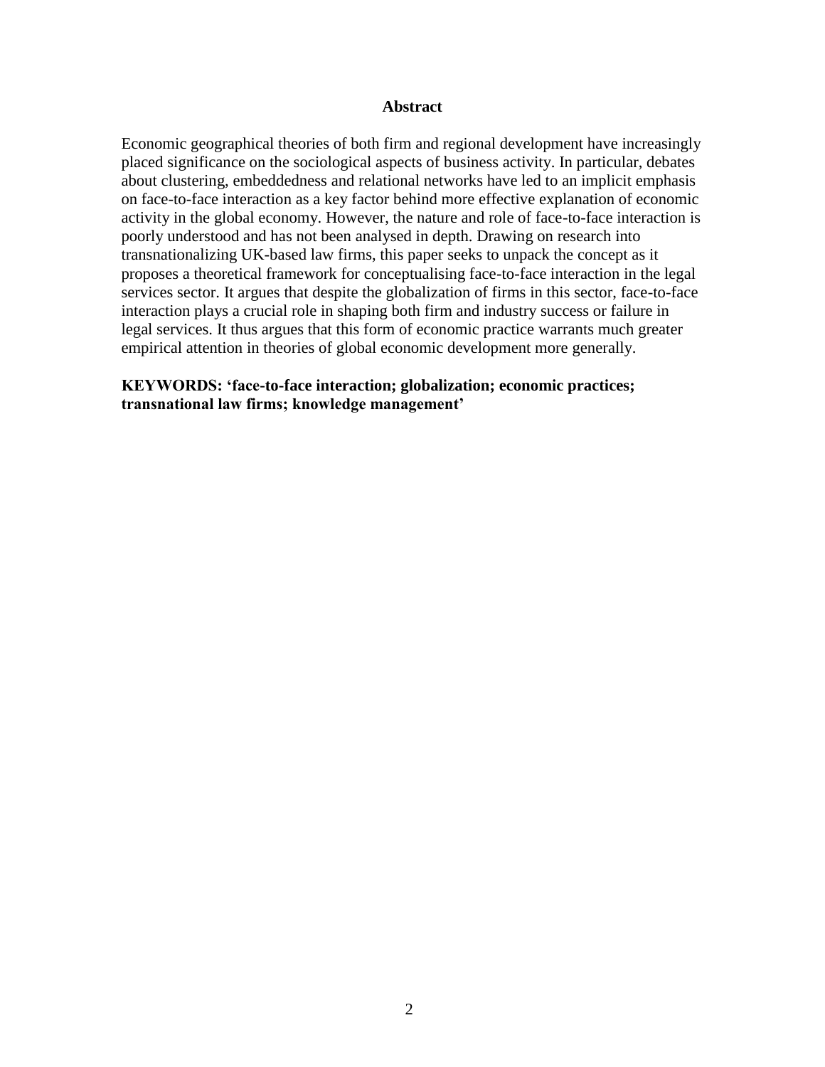## Abstract

Economic geographical theories of both firm and regional development have increasingly placed significance on the sociological aspects of business activity. In particular, debates about clustering, embeddedness and relational networks have led to an implicit emphasis on face-to-face interaction as a key factor behind more effective explanation of economic activity in the global economy. However, the nature and role of face-to-face interaction is poorly understood and has not been analysed in depth. Drawing on research into transnationalizing UK-based law firms, this paper seeks to unpack the concept as it proposes a theoretical framework for conceptualising face-to-face interaction in the legal services sector. It argues that despite the globalization of firms in this sector, face-to-face interaction plays a crucial role in shaping both firm and industry success or failure in legal services. It thus argues that this form of economic practice warrants much greater empirical attention in theories of global economic development more generally.

**KEYWORDS: 'face-to-face interaction; globalization; economic practices; transnational law firms; knowledge management'**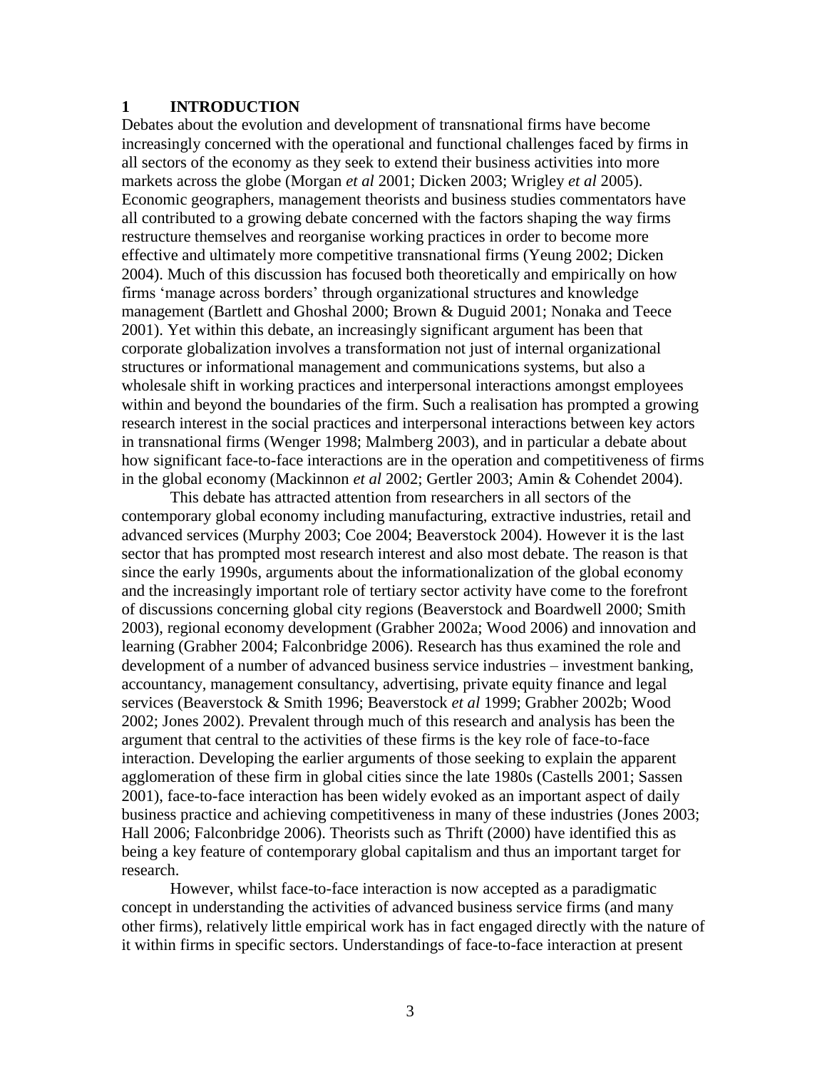# 1 INTRODUCTION

Debates about the evolution and development of transnational firms have become increasingly concerned with the operational and functional challenges faced by firms in all sectors of the economy as they seek to extend their business activities into more markets across the globe (Morgan *et al* 2001; Dicken 2003; Wrigley *et al* 2005). Economic geographers, management theorists and business studies commentators have all contributed to a growing debate concerned with the factors shaping the way firms restructure themselves and reorganise working practices in order to become more effective and ultimately more competitive transnational firms (Yeung 2002; Dicken 2004). Much of this discussion has focused both theoretically and empirically on how firms 'manage across borders' through organizational structures and knowledge management (Bartlett and Ghoshal 2000; Brown & Duguid 2001; Nonaka and Teece 2001). Yet within this debate, an increasingly significant argument has been that corporate globalization involves a transformation not just of internal organizational structures or informational management and communications systems, but also a wholesale shift in working practices and interpersonal interactions amongst employees within and beyond the boundaries of the firm. Such a realisation has prompted a growing research interest in the social practices and interpersonal interactions between key actors in transnational firms (Wenger 1998; Malmberg 2003), and in particular a debate about how significant face-to-face interactions are in the operation and competitiveness of firms in the global economy (Mackinnon *et al* 2002; Gertler 2003; Amin & Cohendet 2004).

This debate has attracted attention from researchers in all sectors of the contemporary global economy including manufacturing, extractive industries, retail and advanced services (Murphy 2003; Coe 2004; Beaverstock 2004). However it is the last sector that has prompted most research interest and also most debate. The reason is that since the early 1990s, arguments about the informationalization of the global economy and the increasingly important role of tertiary sector activity have come to the forefront of discussions concerning global city regions (Beaverstock and Boardwell 2000; Smith 2003), regional economy development (Grabher 2002a; Wood 2006) and innovation and learning (Grabher 2004; Falconbridge 2006). Research has thus examined the role and development of a number of advanced business service industries – investment banking, accountancy, management consultancy, advertising, private equity finance and legal services (Beaverstock & Smith 1996; Beaverstock *et al* 1999; Grabher 2002b; Wood 2002; Jones 2002). Prevalent through much of this research and analysis has been the argument that central to the activities of these firms is the key role of face-to-face interaction. Developing the earlier arguments of those seeking to explain the apparent agglomeration of these firm in global cities since the late 1980s (Castells 2001; Sassen 2001), face-to-face interaction has been widely evoked as an important aspect of daily business practice and achieving competitiveness in many of these industries (Jones 2003; Hall 2006; Falconbridge 2006). Theorists such as Thrift (2000) have identified this as being a key feature of contemporary global capitalism and thus an important target for research.

However, whilst face-to-face interaction is now accepted as a paradigmatic concept in understanding the activities of advanced business service firms (and many other firms), relatively little empirical work has in fact engaged directly with the nature of it within firms in specific sectors. Understandings of face-to-face interaction at present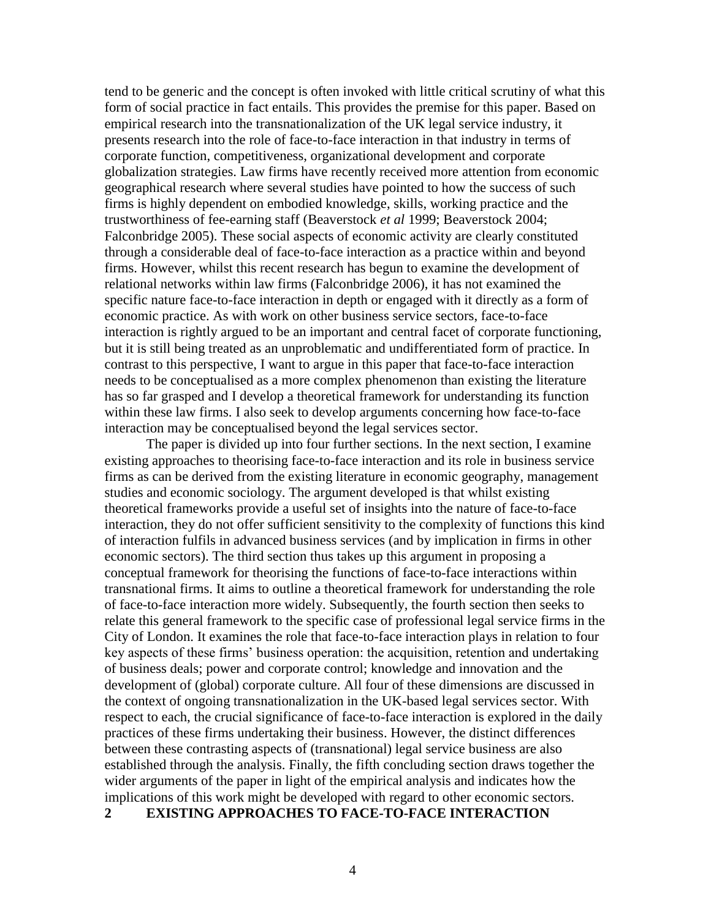tend to be generic and the concept is often invoked with little critical scrutiny of what this form of social practice in fact entails. This provides the premise for this paper. Based on empirical research into the transnationalization of the UK legal service industry, it presents research into the role of face-to-face interaction in that industry in terms of corporate function, competitiveness, organizational development and corporate globalization strategies. Law firms have recently received more attention from economic geographical research where several studies have pointed to how the success of such firms is highly dependent on embodied knowledge, skills, working practice and the trustworthiness of fee-earning staff (Beaverstock *et al* 1999; Beaverstock 2004; Falconbridge 2005). These social aspects of economic activity are clearly constituted through a considerable deal of face-to-face interaction as a practice within and beyond firms. However, whilst this recent research has begun to examine the development of relational networks within law firms (Falconbridge 2006), it has not examined the specific nature face-to-face interaction in depth or engaged with it directly as a form of economic practice. As with work on other business service sectors, face-to-face interaction is rightly argued to be an important and central facet of corporate functioning, but it is still being treated as an unproblematic and undifferentiated form of practice. In contrast to this perspective, I want to argue in this paper that face-to-face interaction needs to be conceptualised as a more complex phenomenon than existing the literature has so far grasped and I develop a theoretical framework for understanding its function within these law firms. I also seek to develop arguments concerning how face-to-face interaction may be conceptualised beyond the legal services sector.

The paper is divided up into four further sections. In the next section, I examine existing approaches to theorising face-to-face interaction and its role in business service firms as can be derived from the existing literature in economic geography, management studies and economic sociology. The argument developed is that whilst existing theoretical frameworks provide a useful set of insights into the nature of face-to-face interaction, they do not offer sufficient sensitivity to the complexity of functions this kind of interaction fulfils in advanced business services (and by implication in firms in other economic sectors). The third section thus takes up this argument in proposing a conceptual framework for theorising the functions of face-to-face interactions within transnational firms. It aims to outline a theoretical framework for understanding the role of face-to-face interaction more widely. Subsequently, the fourth section then seeks to relate this general framework to the specific case of professional legal service firms in the City of London. It examines the role that face-to-face interaction plays in relation to four key aspects of these firms' business operation: the acquisition, retention and undertaking of business deals; power and corporate control; knowledge and innovation and the development of (global) corporate culture. All four of these dimensions are discussed in the context of ongoing transnationalization in the UK-based legal services sector. With respect to each, the crucial significance of face-to-face interaction is explored in the daily practices of these firms undertaking their business. However, the distinct differences between these contrasting aspects of (transnational) legal service business are also established through the analysis. Finally, the fifth concluding section draws together the wider arguments of the paper in light of the empirical analysis and indicates how the implications of this work might be developed with regard to other economic sectors.

## 2 EXISTING APPROACHES TO FACE-TO-FACE INTERACTION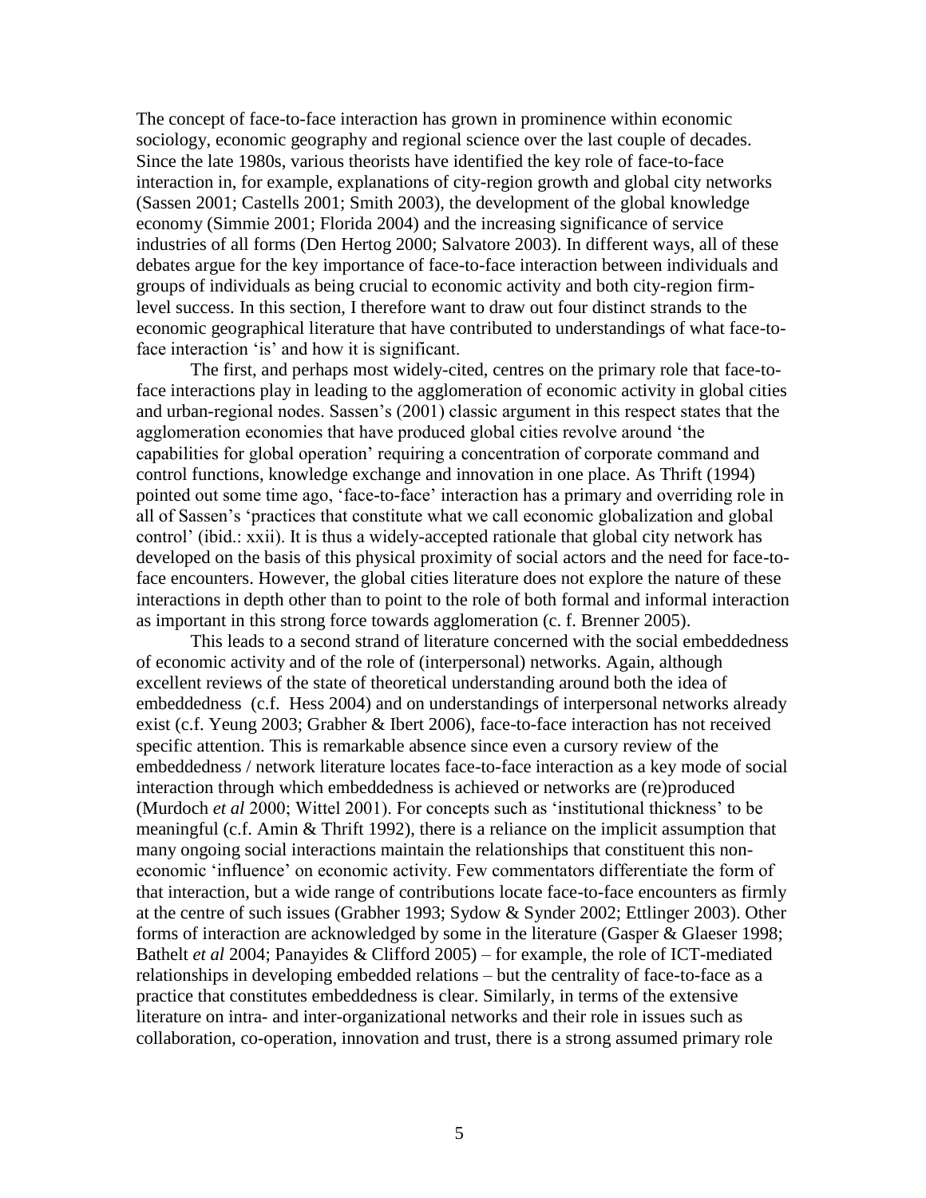The concept of face-to-face interaction has grown in prominence within economic sociology, economic geography and regional science over the last couple of decades. Since the late 1980s, various theorists have identified the key role of face-to-face interaction in, for example, explanations of city-region growth and global city networks (Sassen 2001; Castells 2001; Smith 2003), the development of the global knowledge economy (Simmie 2001; Florida 2004) and the increasing significance of service industries of all forms (Den Hertog 2000; Salvatore 2003). In different ways, all of these debates argue for the key importance of face-to-face interaction between individuals and groups of individuals as being crucial to economic activity and both city-region firm-level success. In this section, I therefore want to draw out four distinct strands to the economic geographical literature that have contributed to understandings of what face-to-face interaction 'is' and how it is significant.

The first, and perhaps most widely-cited, centres on the primary role that face-to-face interactions play in leading to the agglomeration of economic activity in global cities and urban-regional nodes. Sassen's (2001) classic argument in this respect states that the agglomeration economies that have produced global cities revolve around 'the capabilities for global operation' requiring a concentration of corporate command and control functions, knowledge exchange and innovation in one place. As Thrift (1994) pointed out some time ago, 'face-to-face' interaction has a primary and overriding role in all of Sassen's 'practices that constitute what we call economic globalization and global control' (ibid.: xxii). It is thus a widely-accepted rationale that global city network has developed on the basis of this physical proximity of social actors and the need for face-to-face encounters. However, the global cities literature does not explore the nature of these interactions in depth other than to point to the role of both formal and informal interaction as important in this strong force towards agglomeration (c. f. Brenner 2005).

This leads to a second strand of literature concerned with the social embeddedness of economic activity and of the role of (interpersonal) networks. Again, although excellent reviews of the state of theoretical understanding around both the idea of embeddedness (c.f. Hess 2004) and on understandings of interpersonal networks already exist (c.f. Yeung 2003; Grabher & Ibert 2006), face-to-face interaction has not received specific attention. This is remarkable absence since even a cursory review of the embeddedness / network literature locates face-to-face interaction as a key mode of social interaction through which embeddedness is achieved or networks are (re)produced (Murdoch *et al* 2000; Wittel 2001). For concepts such as 'institutional thickness' to be meaningful (c.f. Amin & Thrift 1992), there is a reliance on the implicit assumption that many ongoing social interactions maintain the relationships that constituent this non-economic 'influence' on economic activity. Few commentators differentiate the form of that interaction, but a wide range of contributions locate face-to-face encounters as firmly at the centre of such issues (Grabher 1993; Sydow & Synder 2002; Ettlinger 2003). Other forms of interaction are acknowledged by some in the literature (Gasper & Glaeser 1998; Bathelt *et al* 2004; Panayides & Clifford 2005) – for example, the role of ICT-mediated relationships in developing embedded relations – but the centrality of face-to-face as a practice that constitutes embeddedness is clear. Similarly, in terms of the extensive literature on intra- and inter-organizational networks and their role in issues such as collaboration, co-operation, innovation and trust, there is a strong assumed primary role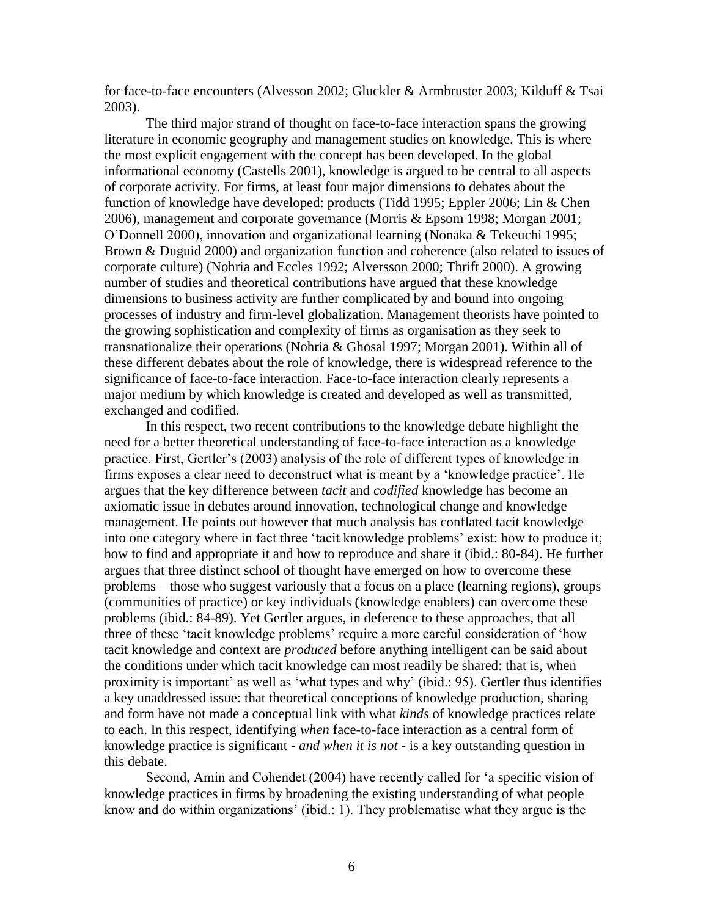for face-to-face encounters (Alvesson 2002; Gluckler & Armbruster 2003; Kilduff & Tsai 2003).

The third major strand of thought on face-to-face interaction spans the growing literature in economic geography and management studies on knowledge. This is where the most explicit engagement with the concept has been developed. In the global informational economy (Castells 2001), knowledge is argued to be central to all aspects of corporate activity. For firms, at least four major dimensions to debates about the function of knowledge have developed: products (Tidd 1995; Eppler 2006; Lin & Chen 2006), management and corporate governance (Morris & Epsom 1998; Morgan 2001; O'Donnell 2000), innovation and organizational learning (Nonaka & Tekeuchi 1995; Brown & Duguid 2000) and organization function and coherence (also related to issues of corporate culture) (Nohria and Eccles 1992; Alversson 2000; Thrift 2000). A growing number of studies and theoretical contributions have argued that these knowledge dimensions to business activity are further complicated by and bound into ongoing processes of industry and firm-level globalization. Management theorists have pointed to the growing sophistication and complexity of firms as organisation as they seek to transnationalize their operations (Nohria & Ghosal 1997; Morgan 2001). Within all of these different debates about the role of knowledge, there is widespread reference to the significance of face-to-face interaction. Face-to-face interaction clearly represents a major medium by which knowledge is created and developed as well as transmitted, exchanged and codified.

In this respect, two recent contributions to the knowledge debate highlight the need for a better theoretical understanding of face-to-face interaction as a knowledge practice. First, Gertler's (2003) analysis of the role of different types of knowledge in firms exposes a clear need to deconstruct what is meant by a 'knowledge practice'. He argues that the key difference between *tacit* and *codified* knowledge has become an axiomatic issue in debates around innovation, technological change and knowledge management. He points out however that much analysis has conflated tacit knowledge into one category where in fact three 'tacit knowledge problems' exist: how to produce it; how to find and appropriate it and how to reproduce and share it (ibid.: 80-84). He further argues that three distinct school of thought have emerged on how to overcome these problems – those who suggest variously that a focus on a place (learning regions), groups (communities of practice) or key individuals (knowledge enablers) can overcome these problems (ibid.: 84-89). Yet Gertler argues, in deference to these approaches, that all three of these 'tacit knowledge problems' require a more careful consideration of 'how tacit knowledge and context are *produced* before anything intelligent can be said about the conditions under which tacit knowledge can most readily be shared: that is, when proximity is important' as well as 'what types and why' (ibid.: 95). Gertler thus identifies a key unaddressed issue: that theoretical conceptions of knowledge production, sharing and form have not made a conceptual link with what *kinds* of knowledge practices relate to each. In this respect, identifying *when* face-to-face interaction as a central form of knowledge practice is significant - *and when it is not* - is a key outstanding question in this debate.

Second, Amin and Cohendet (2004) have recently called for 'a specific vision of knowledge practices in firms by broadening the existing understanding of what people know and do within organizations' (ibid.: 1). They problematise what they argue is the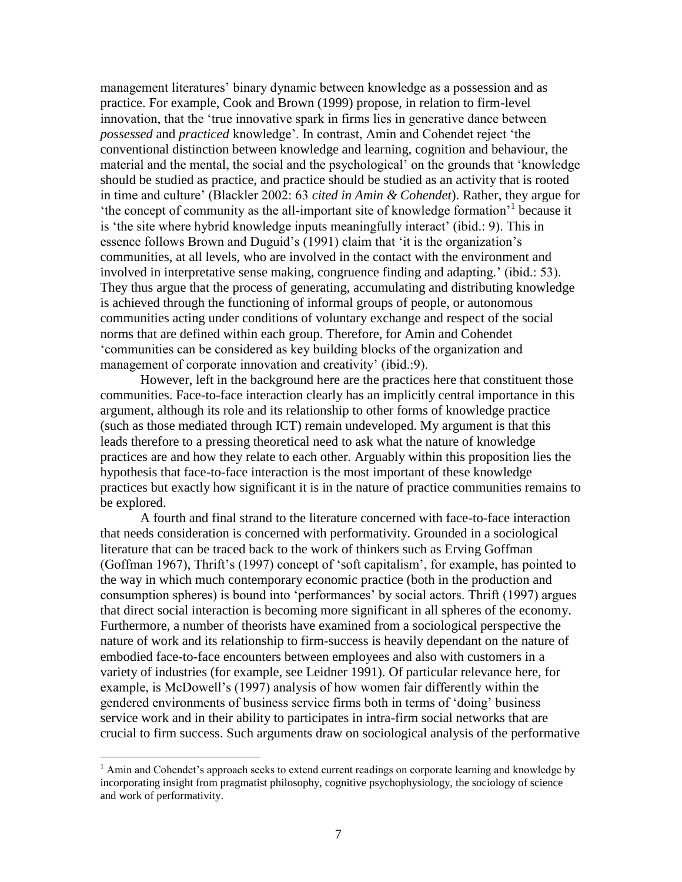management literatures' binary dynamic between knowledge as a possession and as practice. For example, Cook and Brown (1999) propose, in relation to firm-level innovation, that the 'true innovative spark in firms lies in generative dance between *possessed* and *practiced* knowledge'. In contrast, Amin and Cohendet reject 'the conventional distinction between knowledge and learning, cognition and behaviour, the material and the mental, the social and the psychological' on the grounds that 'knowledge should be studied as practice, and practice should be studied as an activity that is rooted in time and culture' (Blackler 2002: 63 *cited in Amin & Cohendet*). Rather, they argue for 'the concept of community as the all-important site of knowledge formation'[1] because it is 'the site where hybrid knowledge inputs meaningfully interact' (ibid.: 9). This in essence follows Brown and Duguid's (1991) claim that 'it is the organization's communities, at all levels, who are involved in the contact with the environment and involved in interpretative sense making, congruence finding and adapting.' (ibid.: 53). They thus argue that the process of generating, accumulating and distributing knowledge is achieved through the functioning of informal groups of people, or autonomous communities acting under conditions of voluntary exchange and respect of the social norms that are defined within each group. Therefore, for Amin and Cohendet 'communities can be considered as key building blocks of the organization and management of corporate innovation and creativity' (ibid.:9).

However, left in the background here are the practices here that constituent those communities. Face-to-face interaction clearly has an implicitly central importance in this argument, although its role and its relationship to other forms of knowledge practice (such as those mediated through ICT) remain undeveloped. My argument is that this leads therefore to a pressing theoretical need to ask what the nature of knowledge practices are and how they relate to each other. Arguably within this proposition lies the hypothesis that face-to-face interaction is the most important of these knowledge practices but exactly how significant it is in the nature of practice communities remains to be explored.

A fourth and final strand to the literature concerned with face-to-face interaction that needs consideration is concerned with performativity. Grounded in a sociological literature that can be traced back to the work of thinkers such as Erving Goffman (Goffman 1967), Thrift's (1997) concept of 'soft capitalism', for example, has pointed to the way in which much contemporary economic practice (both in the production and consumption spheres) is bound into 'performances' by social actors. Thrift (1997) argues that direct social interaction is becoming more significant in all spheres of the economy. Furthermore, a number of theorists have examined from a sociological perspective the nature of work and its relationship to firm-success is heavily dependant on the nature of embodied face-to-face encounters between employees and also with customers in a variety of industries (for example, see Leidner 1991). Of particular relevance here, for example, is McDowell's (1997) analysis of how women fair differently within the gendered environments of business service firms both in terms of 'doing' business service work and in their ability to participates in intra-firm social networks that are crucial to firm success. Such arguments draw on sociological analysis of the performative

[1] Amin and Cohendet's approach seeks to extend current readings on corporate learning and knowledge by incorporating insight from pragmatist philosophy, cognitive psychophysiology, the sociology of science and work of performativity.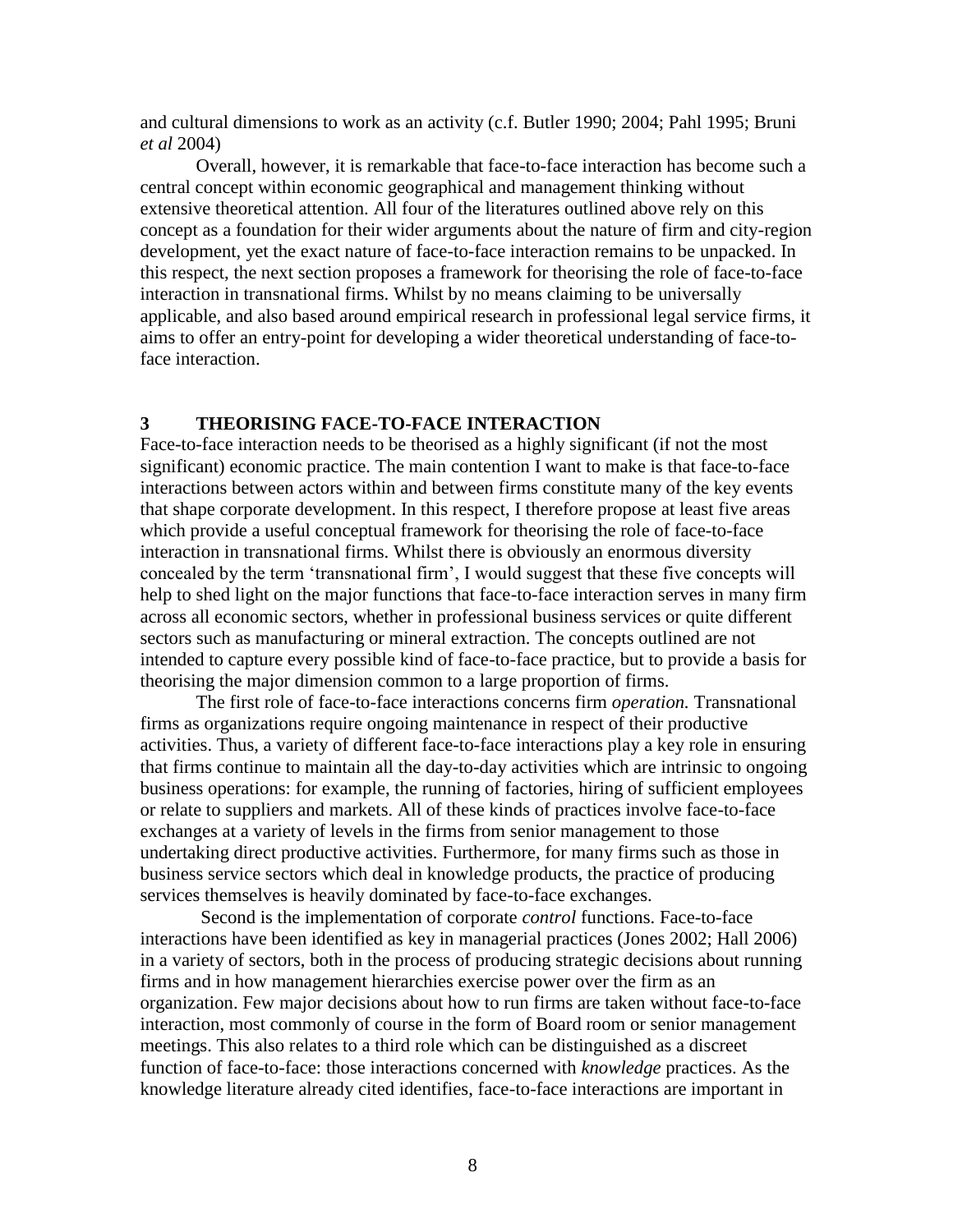and cultural dimensions to work as an activity (c.f. Butler 1990; 2004; Pahl 1995; Bruni *et al* 2004)

Overall, however, it is remarkable that face-to-face interaction has become such a central concept within economic geographical and management thinking without extensive theoretical attention. All four of the literatures outlined above rely on this concept as a foundation for their wider arguments about the nature of firm and city-region development, yet the exact nature of face-to-face interaction remains to be unpacked. In this respect, the next section proposes a framework for theorising the role of face-to-face interaction in transnational firms. Whilst by no means claiming to be universally applicable, and also based around empirical research in professional legal service firms, it aims to offer an entry-point for developing a wider theoretical understanding of face-to-face interaction.

## 3 THEORISING FACE-TO-FACE INTERACTION

Face-to-face interaction needs to be theorised as a highly significant (if not the most significant) economic practice. The main contention I want to make is that face-to-face interactions between actors within and between firms constitute many of the key events that shape corporate development. In this respect, I therefore propose at least five areas which provide a useful conceptual framework for theorising the role of face-to-face interaction in transnational firms. Whilst there is obviously an enormous diversity concealed by the term 'transnational firm', I would suggest that these five concepts will help to shed light on the major functions that face-to-face interaction serves in many firm across all economic sectors, whether in professional business services or quite different sectors such as manufacturing or mineral extraction. The concepts outlined are not intended to capture every possible kind of face-to-face practice, but to provide a basis for theorising the major dimension common to a large proportion of firms.

The first role of face-to-face interactions concerns firm *operation.* Transnational firms as organizations require ongoing maintenance in respect of their productive activities. Thus, a variety of different face-to-face interactions play a key role in ensuring that firms continue to maintain all the day-to-day activities which are intrinsic to ongoing business operations: for example, the running of factories, hiring of sufficient employees or relate to suppliers and markets. All of these kinds of practices involve face-to-face exchanges at a variety of levels in the firms from senior management to those undertaking direct productive activities. Furthermore, for many firms such as those in business service sectors which deal in knowledge products, the practice of producing services themselves is heavily dominated by face-to-face exchanges.

Second is the implementation of corporate *control* functions. Face-to-face interactions have been identified as key in managerial practices (Jones 2002; Hall 2006) in a variety of sectors, both in the process of producing strategic decisions about running firms and in how management hierarchies exercise power over the firm as an organization. Few major decisions about how to run firms are taken without face-to-face interaction, most commonly of course in the form of Board room or senior management meetings. This also relates to a third role which can be distinguished as a discreet function of face-to-face: those interactions concerned with *knowledge* practices. As the knowledge literature already cited identifies, face-to-face interactions are important in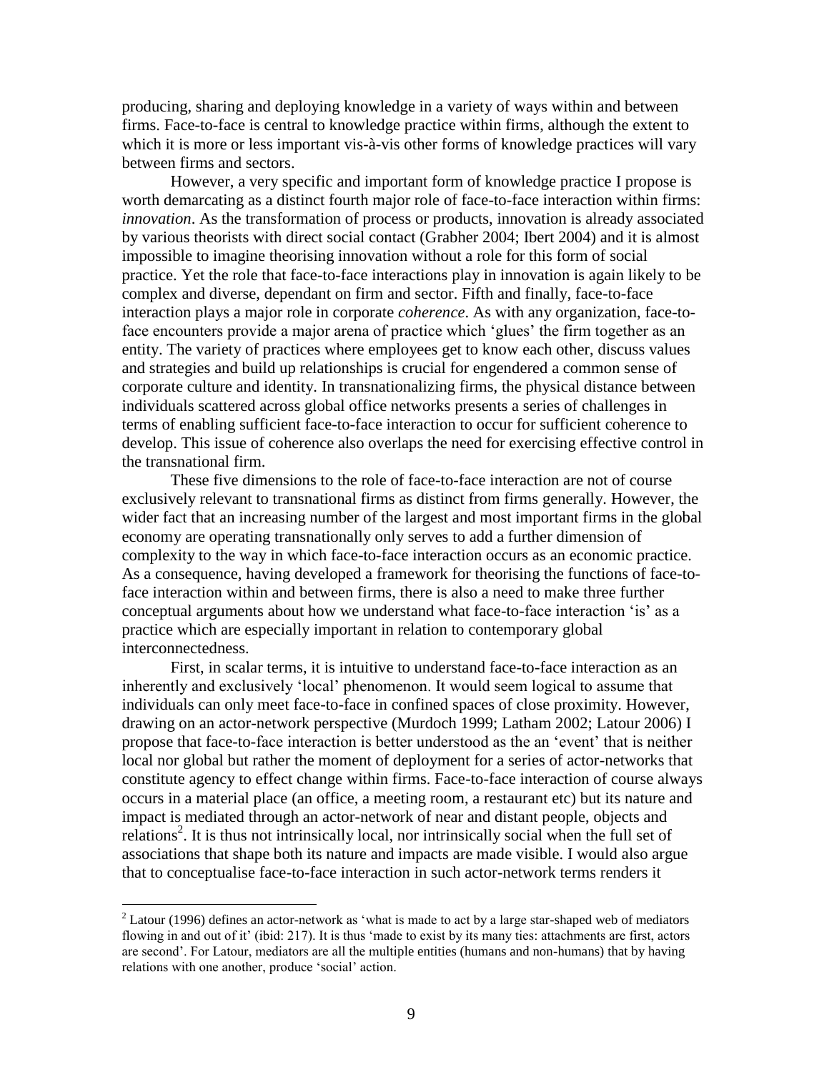producing, sharing and deploying knowledge in a variety of ways within and between firms. Face-to-face is central to knowledge practice within firms, although the extent to which it is more or less important vis-à-vis other forms of knowledge practices will vary between firms and sectors.

However, a very specific and important form of knowledge practice I propose is worth demarcating as a distinct fourth major role of face-to-face interaction within firms: *innovation*. As the transformation of process or products, innovation is already associated by various theorists with direct social contact (Grabher 2004; Ibert 2004) and it is almost impossible to imagine theorising innovation without a role for this form of social practice. Yet the role that face-to-face interactions play in innovation is again likely to be complex and diverse, dependant on firm and sector. Fifth and finally, face-to-face interaction plays a major role in corporate *coherence*. As with any organization, face-to-face encounters provide a major arena of practice which 'glues' the firm together as an entity. The variety of practices where employees get to know each other, discuss values and strategies and build up relationships is crucial for engendered a common sense of corporate culture and identity. In transnationalizing firms, the physical distance between individuals scattered across global office networks presents a series of challenges in terms of enabling sufficient face-to-face interaction to occur for sufficient coherence to develop. This issue of coherence also overlaps the need for exercising effective control in the transnational firm.

These five dimensions to the role of face-to-face interaction are not of course exclusively relevant to transnational firms as distinct from firms generally. However, the wider fact that an increasing number of the largest and most important firms in the global economy are operating transnationally only serves to add a further dimension of complexity to the way in which face-to-face interaction occurs as an economic practice. As a consequence, having developed a framework for theorising the functions of face-to-face interaction within and between firms, there is also a need to make three further conceptual arguments about how we understand what face-to-face interaction 'is' as a practice which are especially important in relation to contemporary global interconnectedness.

First, in scalar terms, it is intuitive to understand face-to-face interaction as an inherently and exclusively 'local' phenomenon. It would seem logical to assume that individuals can only meet face-to-face in confined spaces of close proximity. However, drawing on an actor-network perspective (Murdoch 1999; Latham 2002; Latour 2006) I propose that face-to-face interaction is better understood as the an 'event' that is neither local nor global but rather the moment of deployment for a series of actor-networks that constitute agency to effect change within firms. Face-to-face interaction of course always occurs in a material place (an office, a meeting room, a restaurant etc) but its nature and impact is mediated through an actor-network of near and distant people, objects and relations[2]. It is thus not intrinsically local, nor intrinsically social when the full set of associations that shape both its nature and impacts are made visible. I would also argue that to conceptualise face-to-face interaction in such actor-network terms renders it

[2] Latour (1996) defines an actor-network as 'what is made to act by a large star-shaped web of mediators flowing in and out of it' (ibid: 217). It is thus 'made to exist by its many ties: attachments are first, actors are second'. For Latour, mediators are all the multiple entities (humans and non-humans) that by having relations with one another, produce 'social' action.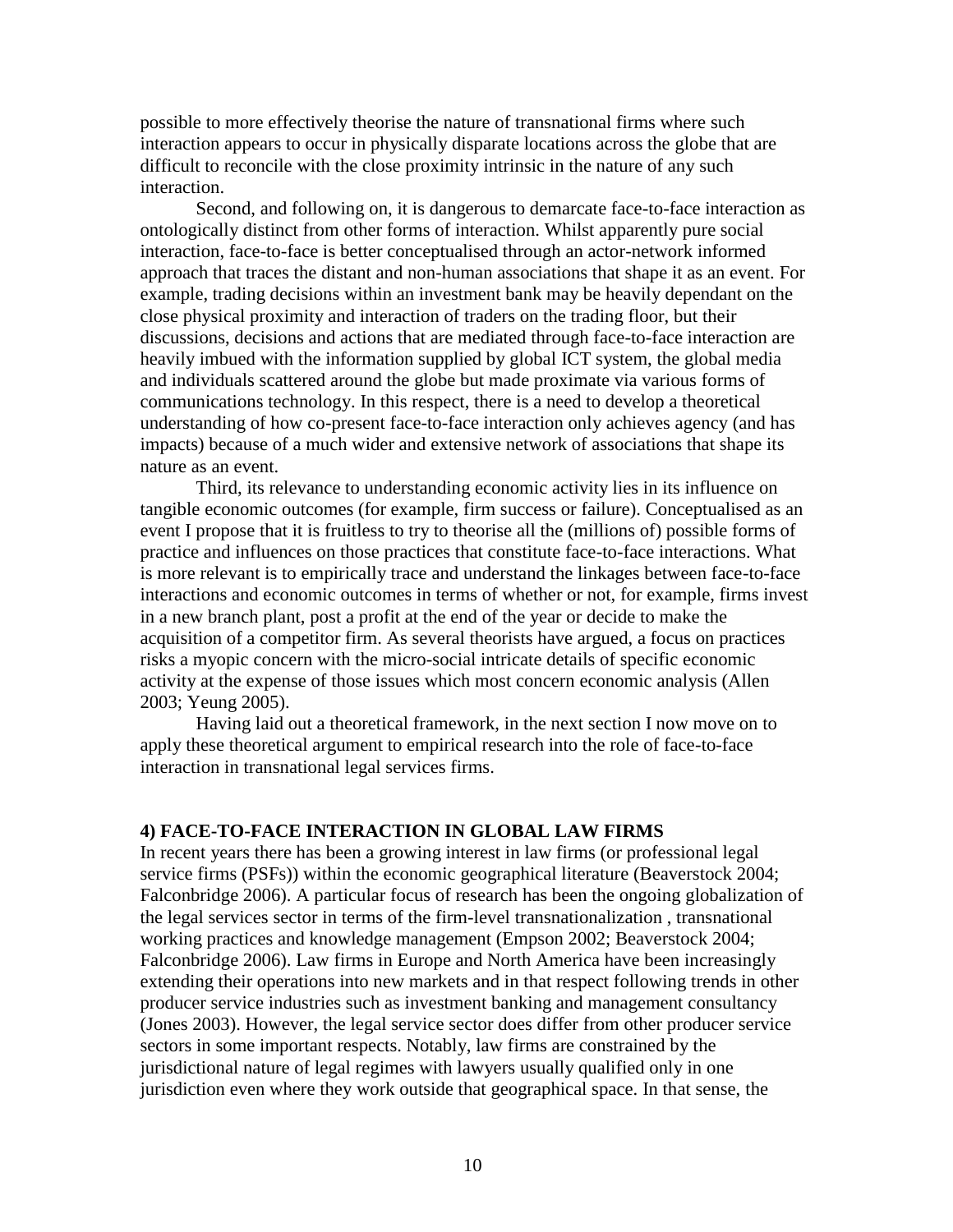possible to more effectively theorise the nature of transnational firms where such interaction appears to occur in physically disparate locations across the globe that are difficult to reconcile with the close proximity intrinsic in the nature of any such interaction.

Second, and following on, it is dangerous to demarcate face-to-face interaction as ontologically distinct from other forms of interaction. Whilst apparently pure social interaction, face-to-face is better conceptualised through an actor-network informed approach that traces the distant and non-human associations that shape it as an event. For example, trading decisions within an investment bank may be heavily dependant on the close physical proximity and interaction of traders on the trading floor, but their discussions, decisions and actions that are mediated through face-to-face interaction are heavily imbued with the information supplied by global ICT system, the global media and individuals scattered around the globe but made proximate via various forms of communications technology. In this respect, there is a need to develop a theoretical understanding of how co-present face-to-face interaction only achieves agency (and has impacts) because of a much wider and extensive network of associations that shape its nature as an event.

Third, its relevance to understanding economic activity lies in its influence on tangible economic outcomes (for example, firm success or failure). Conceptualised as an event I propose that it is fruitless to try to theorise all the (millions of) possible forms of practice and influences on those practices that constitute face-to-face interactions. What is more relevant is to empirically trace and understand the linkages between face-to-face interactions and economic outcomes in terms of whether or not, for example, firms invest in a new branch plant, post a profit at the end of the year or decide to make the acquisition of a competitor firm. As several theorists have argued, a focus on practices risks a myopic concern with the micro-social intricate details of specific economic activity at the expense of those issues which most concern economic analysis (Allen 2003; Yeung 2005).

Having laid out a theoretical framework, in the next section I now move on to apply these theoretical argument to empirical research into the role of face-to-face interaction in transnational legal services firms.

## 4) FACE-TO-FACE INTERACTION IN GLOBAL LAW FIRMS

In recent years there has been a growing interest in law firms (or professional legal service firms (PSFs)) within the economic geographical literature (Beaverstock 2004; Falconbridge 2006). A particular focus of research has been the ongoing globalization of the legal services sector in terms of the firm-level transnationalization , transnational working practices and knowledge management (Empson 2002; Beaverstock 2004; Falconbridge 2006). Law firms in Europe and North America have been increasingly extending their operations into new markets and in that respect following trends in other producer service industries such as investment banking and management consultancy (Jones 2003). However, the legal service sector does differ from other producer service sectors in some important respects. Notably, law firms are constrained by the jurisdictional nature of legal regimes with lawyers usually qualified only in one jurisdiction even where they work outside that geographical space. In that sense, the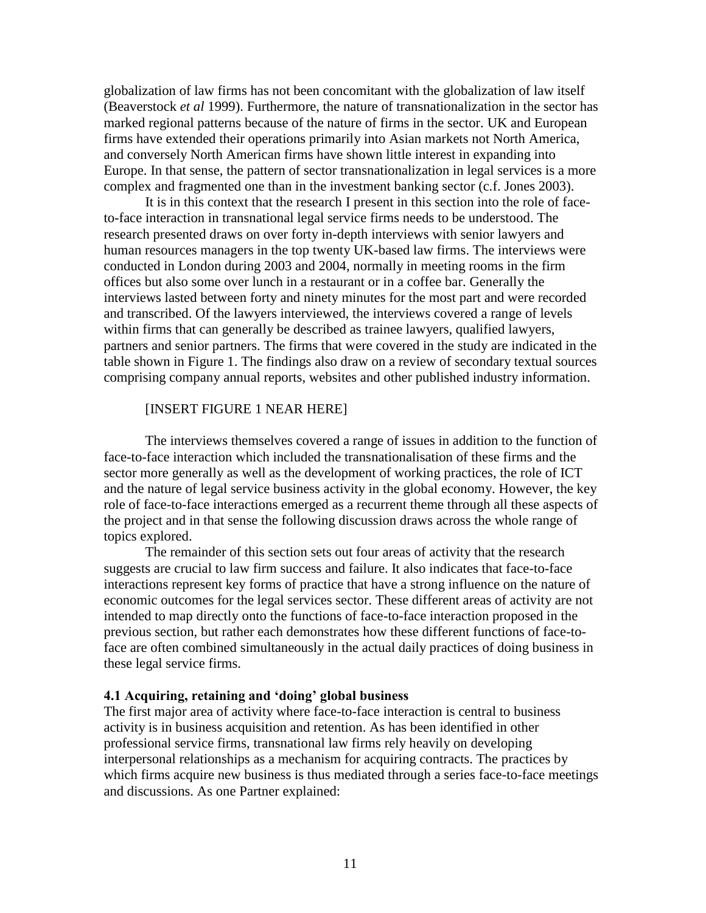globalization of law firms has not been concomitant with the globalization of law itself (Beaverstock *et al* 1999). Furthermore, the nature of transnationalization in the sector has marked regional patterns because of the nature of firms in the sector. UK and European firms have extended their operations primarily into Asian markets not North America, and conversely North American firms have shown little interest in expanding into Europe. In that sense, the pattern of sector transnationalization in legal services is a more complex and fragmented one than in the investment banking sector (c.f. Jones 2003).

It is in this context that the research I present in this section into the role of face-to-face interaction in transnational legal service firms needs to be understood. The research presented draws on over forty in-depth interviews with senior lawyers and human resources managers in the top twenty UK-based law firms. The interviews were conducted in London during 2003 and 2004, normally in meeting rooms in the firm offices but also some over lunch in a restaurant or in a coffee bar. Generally the interviews lasted between forty and ninety minutes for the most part and were recorded and transcribed. Of the lawyers interviewed, the interviews covered a range of levels within firms that can generally be described as trainee lawyers, qualified lawyers, partners and senior partners. The firms that were covered in the study are indicated in the table shown in Figure 1. The findings also draw on a review of secondary textual sources comprising company annual reports, websites and other published industry information.

[INSERT FIGURE 1 NEAR HERE]

The interviews themselves covered a range of issues in addition to the function of face-to-face interaction which included the transnationalisation of these firms and the sector more generally as well as the development of working practices, the role of ICT and the nature of legal service business activity in the global economy. However, the key role of face-to-face interactions emerged as a recurrent theme through all these aspects of the project and in that sense the following discussion draws across the whole range of topics explored.

The remainder of this section sets out four areas of activity that the research suggests are crucial to law firm success and failure. It also indicates that face-to-face interactions represent key forms of practice that have a strong influence on the nature of economic outcomes for the legal services sector. These different areas of activity are not intended to map directly onto the functions of face-to-face interaction proposed in the previous section, but rather each demonstrates how these different functions of face-to-face are often combined simultaneously in the actual daily practices of doing business in these legal service firms.

### 4.1 Acquiring, retaining and 'doing' global business

The first major area of activity where face-to-face interaction is central to business activity is in business acquisition and retention. As has been identified in other professional service firms, transnational law firms rely heavily on developing interpersonal relationships as a mechanism for acquiring contracts. The practices by which firms acquire new business is thus mediated through a series face-to-face meetings and discussions. As one Partner explained: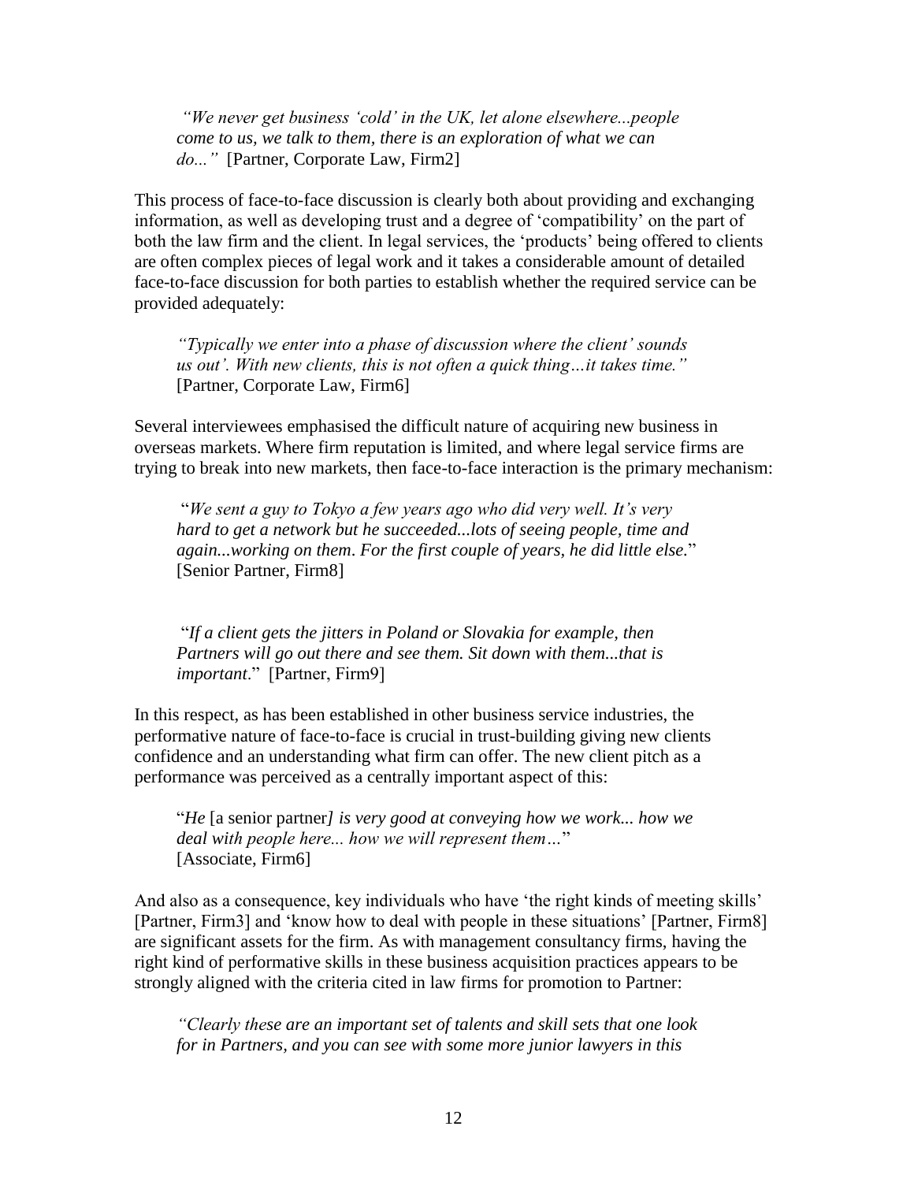*"We never get business 'cold' in the UK, let alone elsewhere...people come to us, we talk to them, there is an exploration of what we can do..."* [Partner, Corporate Law, Firm2]

This process of face-to-face discussion is clearly both about providing and exchanging information, as well as developing trust and a degree of 'compatibility' on the part of both the law firm and the client. In legal services, the 'products' being offered to clients are often complex pieces of legal work and it takes a considerable amount of detailed face-to-face discussion for both parties to establish whether the required service can be provided adequately:

*"Typically we enter into a phase of discussion where the client' sounds us out'. With new clients, this is not often a quick thing…it takes time."* [Partner, Corporate Law, Firm6]

Several interviewees emphasised the difficult nature of acquiring new business in overseas markets. Where firm reputation is limited, and where legal service firms are trying to break into new markets, then face-to-face interaction is the primary mechanism:

"*We sent a guy to Tokyo a few years ago who did very well. It's very hard to get a network but he succeeded...lots of seeing people, time and again...working on them*. *For the first couple of years, he did little else.*" [Senior Partner, Firm8]

"*If a client gets the jitters in Poland or Slovakia for example, then Partners will go out there and see them. Sit down with them...that is important*." [Partner, Firm9]

In this respect, as has been established in other business service industries, the performative nature of face-to-face is crucial in trust-building giving new clients confidence and an understanding what firm can offer. The new client pitch as a performance was perceived as a centrally important aspect of this:

"*He* [a senior partner*] is very good at conveying how we work... how we deal with people here... how we will represent them…*" [Associate, Firm6]

And also as a consequence, key individuals who have 'the right kinds of meeting skills' [Partner, Firm3] and 'know how to deal with people in these situations' [Partner, Firm8] are significant assets for the firm. As with management consultancy firms, having the right kind of performative skills in these business acquisition practices appears to be strongly aligned with the criteria cited in law firms for promotion to Partner:

*"Clearly these are an important set of talents and skill sets that one look for in Partners, and you can see with some more junior lawyers in this*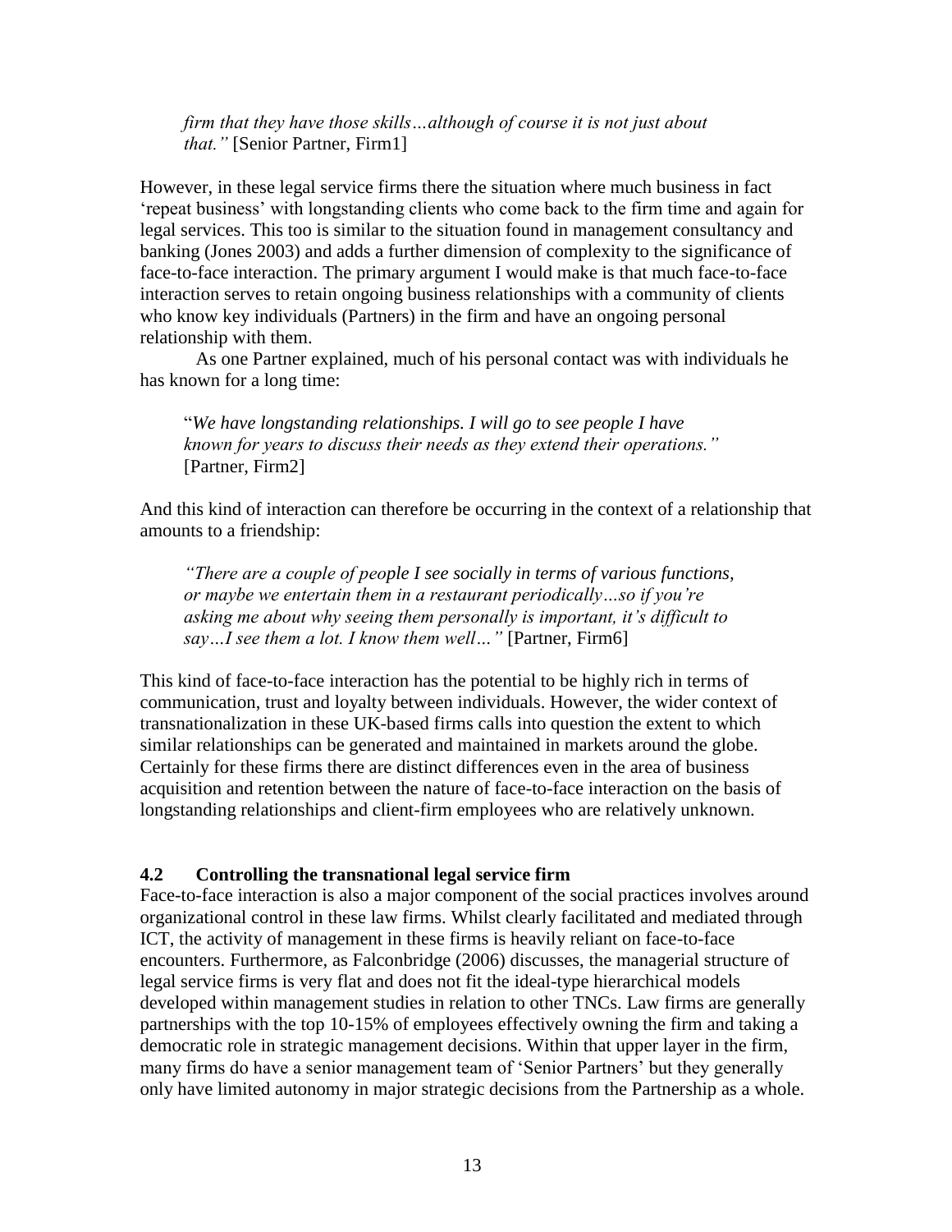*firm that they have those skills…although of course it is not just about that."* [Senior Partner, Firm1]

However, in these legal service firms there the situation where much business in fact 'repeat business' with longstanding clients who come back to the firm time and again for legal services. This too is similar to the situation found in management consultancy and banking (Jones 2003) and adds a further dimension of complexity to the significance of face-to-face interaction. The primary argument I would make is that much face-to-face interaction serves to retain ongoing business relationships with a community of clients who know key individuals (Partners) in the firm and have an ongoing personal relationship with them.

As one Partner explained, much of his personal contact was with individuals he has known for a long time:

"*We have longstanding relationships. I will go to see people I have known for years to discuss their needs as they extend their operations."* [Partner, Firm2]

And this kind of interaction can therefore be occurring in the context of a relationship that amounts to a friendship:

*"There are a couple of people I see socially in terms of various functions, or maybe we entertain them in a restaurant periodically…so if you're asking me about why seeing them personally is important, it's difficult to say…I see them a lot. I know them well…"* [Partner, Firm6]

This kind of face-to-face interaction has the potential to be highly rich in terms of communication, trust and loyalty between individuals. However, the wider context of transnationalization in these UK-based firms calls into question the extent to which similar relationships can be generated and maintained in markets around the globe. Certainly for these firms there are distinct differences even in the area of business acquisition and retention between the nature of face-to-face interaction on the basis of longstanding relationships and client-firm employees who are relatively unknown.

### 4.2 Controlling the transnational legal service firm

Face-to-face interaction is also a major component of the social practices involves around organizational control in these law firms. Whilst clearly facilitated and mediated through ICT, the activity of management in these firms is heavily reliant on face-to-face encounters. Furthermore, as Falconbridge (2006) discusses, the managerial structure of legal service firms is very flat and does not fit the ideal-type hierarchical models developed within management studies in relation to other TNCs. Law firms are generally partnerships with the top 10-15% of employees effectively owning the firm and taking a democratic role in strategic management decisions. Within that upper layer in the firm, many firms do have a senior management team of 'Senior Partners' but they generally only have limited autonomy in major strategic decisions from the Partnership as a whole.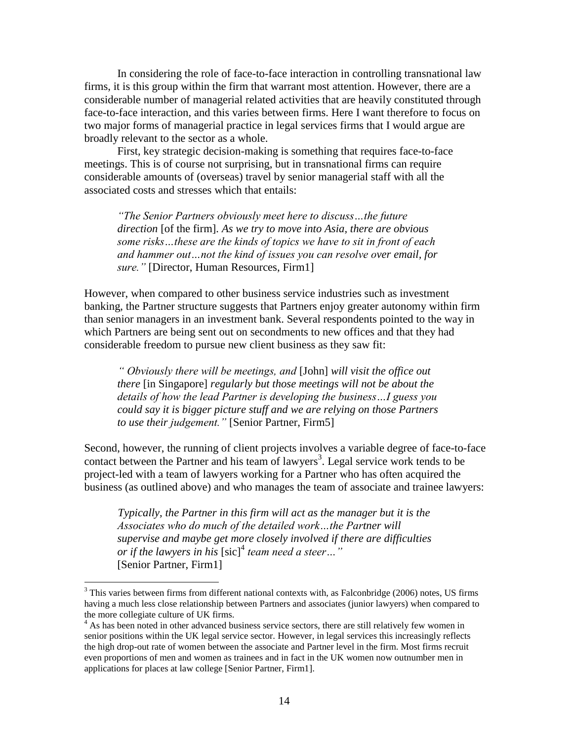In considering the role of face-to-face interaction in controlling transnational law firms, it is this group within the firm that warrant most attention. However, there are a considerable number of managerial related activities that are heavily constituted through face-to-face interaction, and this varies between firms. Here I want therefore to focus on two major forms of managerial practice in legal services firms that I would argue are broadly relevant to the sector as a whole.

First, key strategic decision-making is something that requires face-to-face meetings. This is of course not surprising, but in transnational firms can require considerable amounts of (overseas) travel by senior managerial staff with all the associated costs and stresses which that entails:

> *"The Senior Partners obviously meet here to discuss…the future direction* [of the firm]. *As we try to move into Asia, there are obvious some risks…these are the kinds of topics we have to sit in front of each and hammer out…not the kind of issues you can resolve over email, for sure."* [Director, Human Resources, Firm1]

However, when compared to other business service industries such as investment banking, the Partner structure suggests that Partners enjoy greater autonomy within firm than senior managers in an investment bank. Several respondents pointed to the way in which Partners are being sent out on secondments to new offices and that they had considerable freedom to pursue new client business as they saw fit:

> *" Obviously there will be meetings, and* [John] *will visit the office out there* [in Singapore] *regularly but those meetings will not be about the details of how the lead Partner is developing the business…I guess you could say it is bigger picture stuff and we are relying on those Partners to use their judgement."* [Senior Partner, Firm5]

Second, however, the running of client projects involves a variable degree of face-to-face contact between the Partner and his team of lawyers[3]. Legal service work tends to be project-led with a team of lawyers working for a Partner who has often acquired the business (as outlined above) and who manages the team of associate and trainee lawyers:

> *Typically, the Partner in this firm will act as the manager but it is the Associates who do much of the detailed work…the Partner will supervise and maybe get more closely involved if there are difficulties or if the lawyers in his* [sic][4] *team need a steer…"*
> [Senior Partner, Firm1]

---

[3] This varies between firms from different national contexts with, as Falconbridge (2006) notes, US firms having a much less close relationship between Partners and associates (junior lawyers) when compared to the more collegiate culture of UK firms.

[4] As has been noted in other advanced business service sectors, there are still relatively few women in senior positions within the UK legal service sector. However, in legal services this increasingly reflects the high drop-out rate of women between the associate and Partner level in the firm. Most firms recruit even proportions of men and women as trainees and in fact in the UK women now outnumber men in applications for places at law college [Senior Partner, Firm1].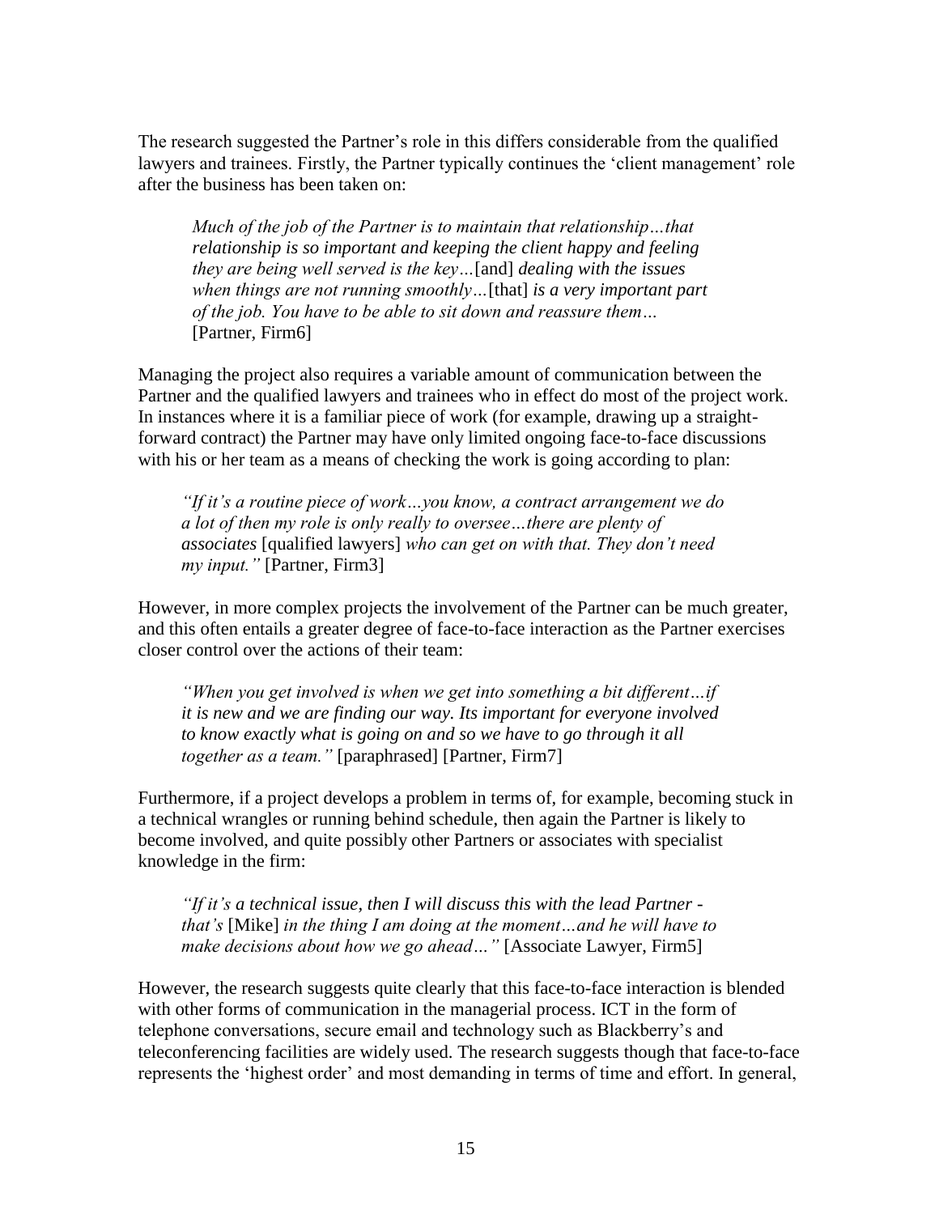The research suggested the Partner's role in this differs considerable from the qualified lawyers and trainees. Firstly, the Partner typically continues the 'client management' role after the business has been taken on:

> *Much of the job of the Partner is to maintain that relationship…that relationship is so important and keeping the client happy and feeling they are being well served is the key…*[and] *dealing with the issues when things are not running smoothly…*[that] *is a very important part of the job. You have to be able to sit down and reassure them…* [Partner, Firm6]

Managing the project also requires a variable amount of communication between the Partner and the qualified lawyers and trainees who in effect do most of the project work. In instances where it is a familiar piece of work (for example, drawing up a straight-forward contract) the Partner may have only limited ongoing face-to-face discussions with his or her team as a means of checking the work is going according to plan:

> *"If it's a routine piece of work…you know, a contract arrangement we do a lot of then my role is only really to oversee…there are plenty of associates* [qualified lawyers] *who can get on with that. They don't need my input."* [Partner, Firm3]

However, in more complex projects the involvement of the Partner can be much greater, and this often entails a greater degree of face-to-face interaction as the Partner exercises closer control over the actions of their team:

> *"When you get involved is when we get into something a bit different…if it is new and we are finding our way. Its important for everyone involved to know exactly what is going on and so we have to go through it all together as a team."* [paraphrased] [Partner, Firm7]

Furthermore, if a project develops a problem in terms of, for example, becoming stuck in a technical wrangles or running behind schedule, then again the Partner is likely to become involved, and quite possibly other Partners or associates with specialist knowledge in the firm:

> *"If it's a technical issue, then I will discuss this with the lead Partner - that's* [Mike] *in the thing I am doing at the moment…and he will have to make decisions about how we go ahead…"* [Associate Lawyer, Firm5]

However, the research suggests quite clearly that this face-to-face interaction is blended with other forms of communication in the managerial process. ICT in the form of telephone conversations, secure email and technology such as Blackberry's and teleconferencing facilities are widely used. The research suggests though that face-to-face represents the 'highest order' and most demanding in terms of time and effort. In general,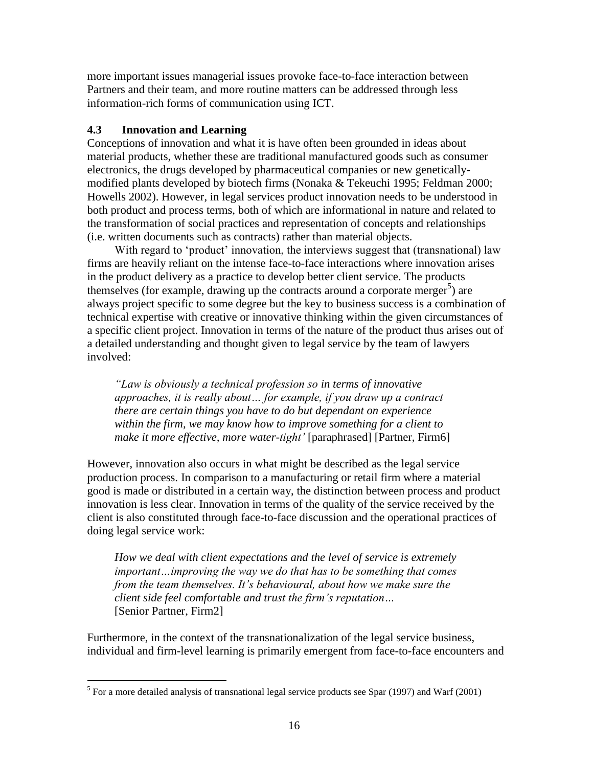more important issues managerial issues provoke face-to-face interaction between Partners and their team, and more routine matters can be addressed through less information-rich forms of communication using ICT.

### 4.3 Innovation and Learning

Conceptions of innovation and what it is have often been grounded in ideas about material products, whether these are traditional manufactured goods such as consumer electronics, the drugs developed by pharmaceutical companies or new genetically-modified plants developed by biotech firms (Nonaka & Tekeuchi 1995; Feldman 2000; Howells 2002). However, in legal services product innovation needs to be understood in both product and process terms, both of which are informational in nature and related to the transformation of social practices and representation of concepts and relationships (i.e. written documents such as contracts) rather than material objects.

With regard to 'product' innovation, the interviews suggest that (transnational) law firms are heavily reliant on the intense face-to-face interactions where innovation arises in the product delivery as a practice to develop better client service. The products themselves (for example, drawing up the contracts around a corporate merger[5]) are always project specific to some degree but the key to business success is a combination of technical expertise with creative or innovative thinking within the given circumstances of a specific client project. Innovation in terms of the nature of the product thus arises out of a detailed understanding and thought given to legal service by the team of lawyers involved:

> *"Law is obviously a technical profession so in terms of innovative approaches, it is really about… for example, if you draw up a contract there are certain things you have to do but dependant on experience within the firm, we may know how to improve something for a client to make it more effective, more water-tight'* [paraphrased] [Partner, Firm6]

However, innovation also occurs in what might be described as the legal service production process. In comparison to a manufacturing or retail firm where a material good is made or distributed in a certain way, the distinction between process and product innovation is less clear. Innovation in terms of the quality of the service received by the client is also constituted through face-to-face discussion and the operational practices of doing legal service work:

> *How we deal with client expectations and the level of service is extremely important…improving the way we do that has to be something that comes from the team themselves. It's behavioural, about how we make sure the client side feel comfortable and trust the firm's reputation…*
> [Senior Partner, Firm2]

Furthermore, in the context of the transnationalization of the legal service business, individual and firm-level learning is primarily emergent from face-to-face encounters and

[5] For a more detailed analysis of transnational legal service products see Spar (1997) and Warf (2001)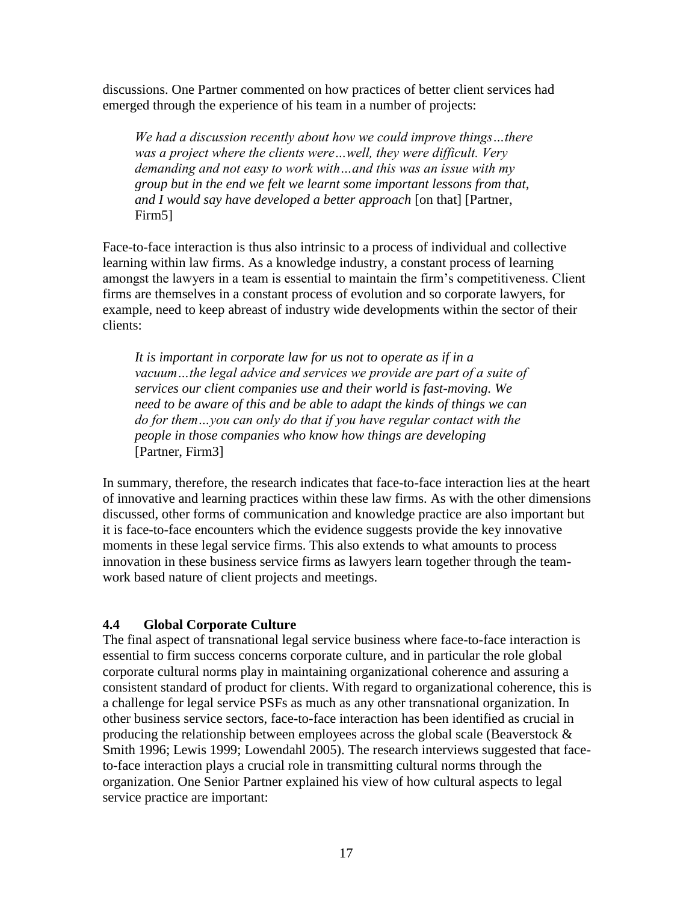discussions. One Partner commented on how practices of better client services had emerged through the experience of his team in a number of projects:

> *We had a discussion recently about how we could improve things…there was a project where the clients were…well, they were difficult. Very demanding and not easy to work with…and this was an issue with my group but in the end we felt we learnt some important lessons from that, and I would say have developed a better approach* [on that] [Partner, Firm5]

Face-to-face interaction is thus also intrinsic to a process of individual and collective learning within law firms. As a knowledge industry, a constant process of learning amongst the lawyers in a team is essential to maintain the firm's competitiveness. Client firms are themselves in a constant process of evolution and so corporate lawyers, for example, need to keep abreast of industry wide developments within the sector of their clients:

> *It is important in corporate law for us not to operate as if in a vacuum…the legal advice and services we provide are part of a suite of services our client companies use and their world is fast-moving. We need to be aware of this and be able to adapt the kinds of things we can do for them…you can only do that if you have regular contact with the people in those companies who know how things are developing* [Partner, Firm3]

In summary, therefore, the research indicates that face-to-face interaction lies at the heart of innovative and learning practices within these law firms. As with the other dimensions discussed, other forms of communication and knowledge practice are also important but it is face-to-face encounters which the evidence suggests provide the key innovative moments in these legal service firms. This also extends to what amounts to process innovation in these business service firms as lawyers learn together through the team-work based nature of client projects and meetings.

### 4.4 Global Corporate Culture

The final aspect of transnational legal service business where face-to-face interaction is essential to firm success concerns corporate culture, and in particular the role global corporate cultural norms play in maintaining organizational coherence and assuring a consistent standard of product for clients. With regard to organizational coherence, this is a challenge for legal service PSFs as much as any other transnational organization. In other business service sectors, face-to-face interaction has been identified as crucial in producing the relationship between employees across the global scale (Beaverstock & Smith 1996; Lewis 1999; Lowendahl 2005). The research interviews suggested that face-to-face interaction plays a crucial role in transmitting cultural norms through the organization. One Senior Partner explained his view of how cultural aspects to legal service practice are important: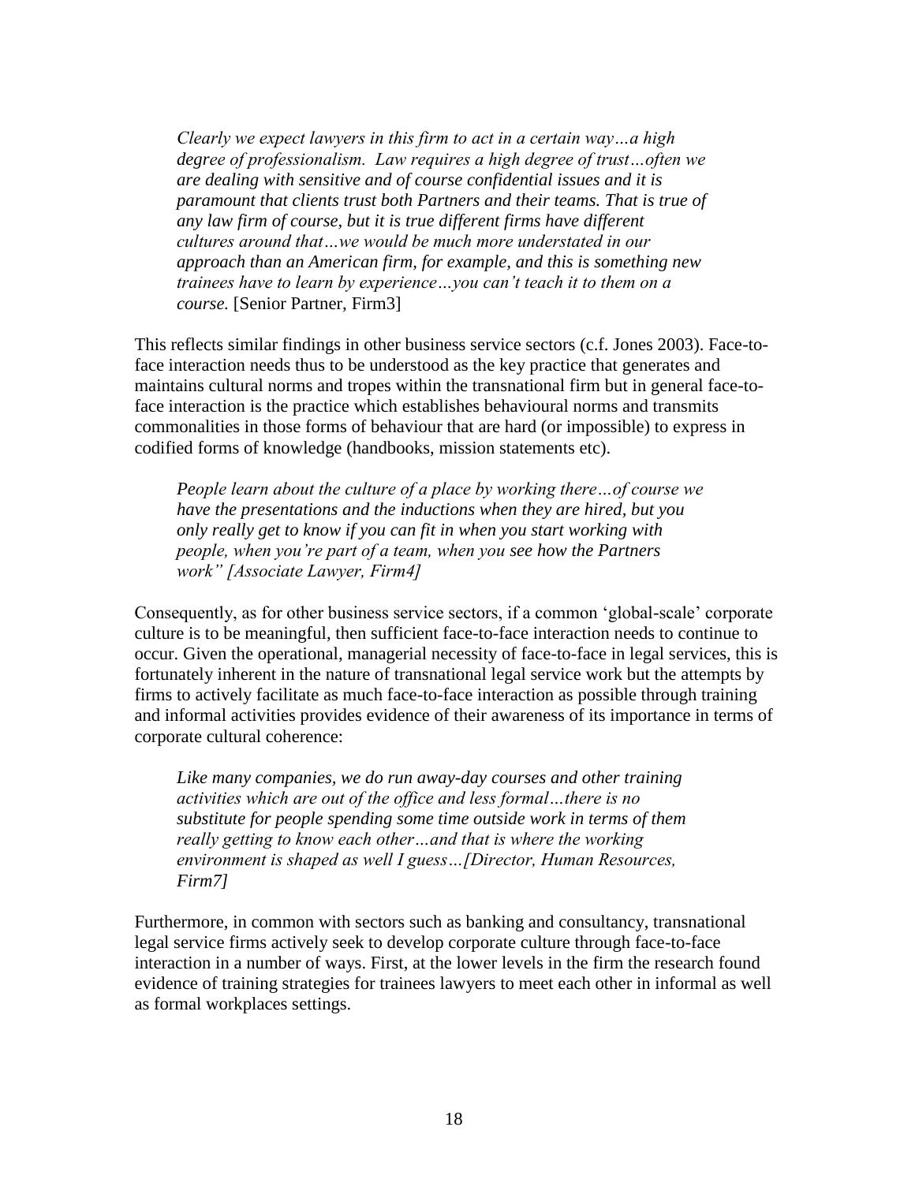> *Clearly we expect lawyers in this firm to act in a certain way…a high degree of professionalism. Law requires a high degree of trust…often we are dealing with sensitive and of course confidential issues and it is paramount that clients trust both Partners and their teams. That is true of any law firm of course, but it is true different firms have different cultures around that…we would be much more understated in our approach than an American firm, for example, and this is something new trainees have to learn by experience…you can't teach it to them on a course.* [Senior Partner, Firm3]

This reflects similar findings in other business service sectors (c.f. Jones 2003). Face-to-face interaction needs thus to be understood as the key practice that generates and maintains cultural norms and tropes within the transnational firm but in general face-to-face interaction is the practice which establishes behavioural norms and transmits commonalities in those forms of behaviour that are hard (or impossible) to express in codified forms of knowledge (handbooks, mission statements etc).

> *People learn about the culture of a place by working there…of course we have the presentations and the inductions when they are hired, but you only really get to know if you can fit in when you start working with people, when you're part of a team, when you see how the Partners work" [Associate Lawyer, Firm4]*

Consequently, as for other business service sectors, if a common 'global-scale' corporate culture is to be meaningful, then sufficient face-to-face interaction needs to continue to occur. Given the operational, managerial necessity of face-to-face in legal services, this is fortunately inherent in the nature of transnational legal service work but the attempts by firms to actively facilitate as much face-to-face interaction as possible through training and informal activities provides evidence of their awareness of its importance in terms of corporate cultural coherence:

> *Like many companies, we do run away-day courses and other training activities which are out of the office and less formal…there is no substitute for people spending some time outside work in terms of them really getting to know each other…and that is where the working environment is shaped as well I guess…[Director, Human Resources, Firm7]*

Furthermore, in common with sectors such as banking and consultancy, transnational legal service firms actively seek to develop corporate culture through face-to-face interaction in a number of ways. First, at the lower levels in the firm the research found evidence of training strategies for trainees lawyers to meet each other in informal as well as formal workplaces settings.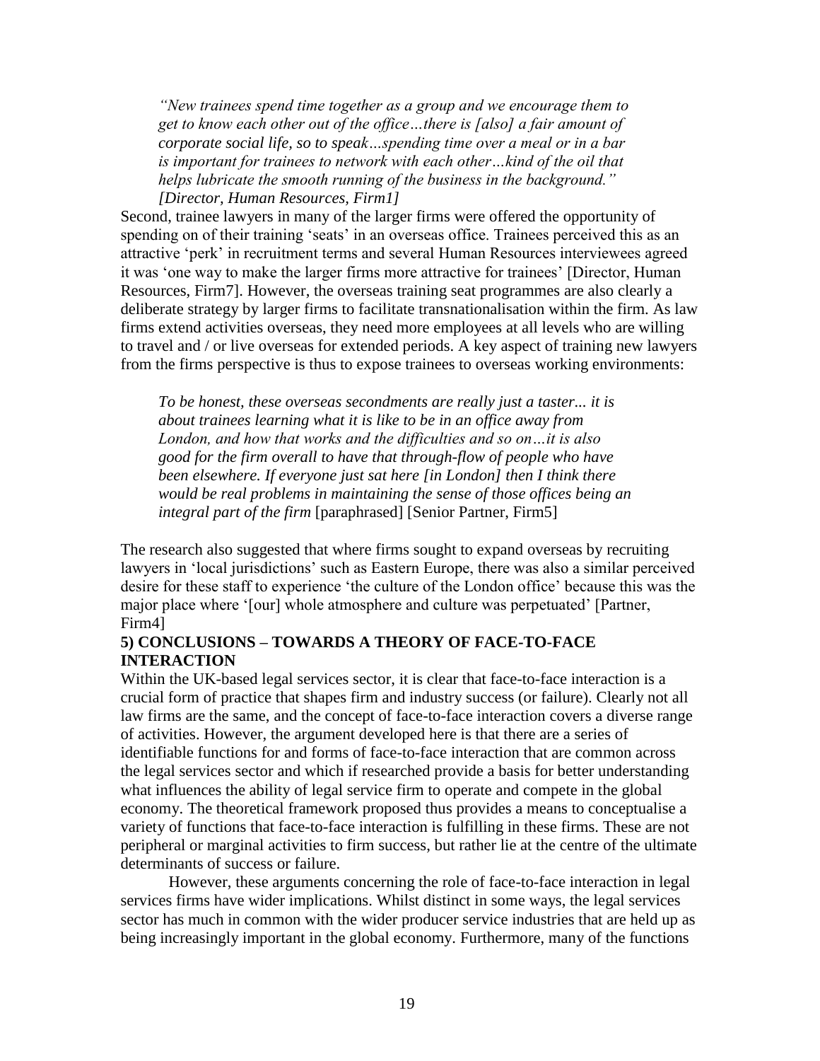> *"New trainees spend time together as a group and we encourage them to get to know each other out of the office…there is [also] a fair amount of corporate social life, so to speak…spending time over a meal or in a bar is important for trainees to network with each other…kind of the oil that helps lubricate the smooth running of the business in the background." [Director, Human Resources, Firm1]*

Second, trainee lawyers in many of the larger firms were offered the opportunity of spending on of their training 'seats' in an overseas office. Trainees perceived this as an attractive 'perk' in recruitment terms and several Human Resources interviewees agreed it was 'one way to make the larger firms more attractive for trainees' [Director, Human Resources, Firm7]. However, the overseas training seat programmes are also clearly a deliberate strategy by larger firms to facilitate transnationalisation within the firm. As law firms extend activities overseas, they need more employees at all levels who are willing to travel and / or live overseas for extended periods. A key aspect of training new lawyers from the firms perspective is thus to expose trainees to overseas working environments:

> *To be honest, these overseas secondments are really just a taster... it is about trainees learning what it is like to be in an office away from London, and how that works and the difficulties and so on…it is also good for the firm overall to have that through-flow of people who have been elsewhere. If everyone just sat here [in London] then I think there would be real problems in maintaining the sense of those offices being an integral part of the firm* [paraphrased] [Senior Partner, Firm5]

The research also suggested that where firms sought to expand overseas by recruiting lawyers in 'local jurisdictions' such as Eastern Europe, there was also a similar perceived desire for these staff to experience 'the culture of the London office' because this was the major place where '[our] whole atmosphere and culture was perpetuated' [Partner, Firm4]

## 5) CONCLUSIONS – TOWARDS A THEORY OF FACE-TO-FACE INTERACTION

Within the UK-based legal services sector, it is clear that face-to-face interaction is a crucial form of practice that shapes firm and industry success (or failure). Clearly not all law firms are the same, and the concept of face-to-face interaction covers a diverse range of activities. However, the argument developed here is that there are a series of identifiable functions for and forms of face-to-face interaction that are common across the legal services sector and which if researched provide a basis for better understanding what influences the ability of legal service firm to operate and compete in the global economy. The theoretical framework proposed thus provides a means to conceptualise a variety of functions that face-to-face interaction is fulfilling in these firms. These are not peripheral or marginal activities to firm success, but rather lie at the centre of the ultimate determinants of success or failure.

However, these arguments concerning the role of face-to-face interaction in legal services firms have wider implications. Whilst distinct in some ways, the legal services sector has much in common with the wider producer service industries that are held up as being increasingly important in the global economy. Furthermore, many of the functions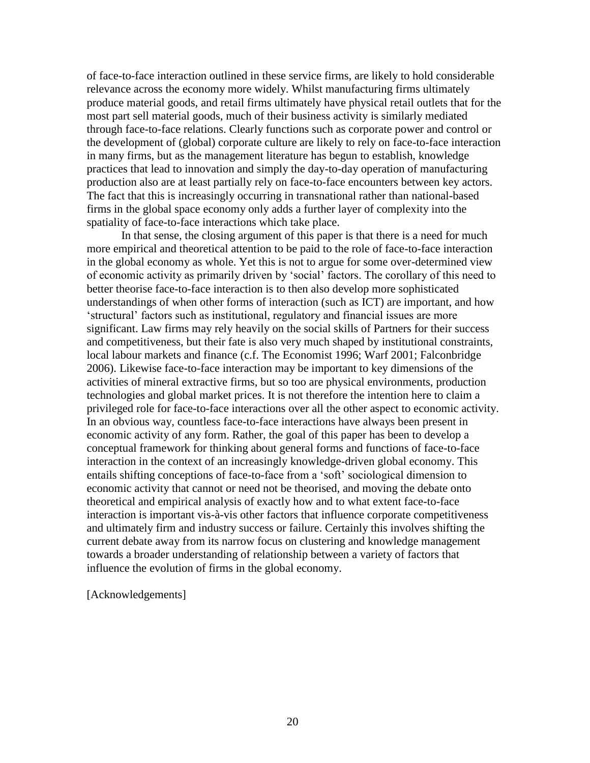of face-to-face interaction outlined in these service firms, are likely to hold considerable relevance across the economy more widely. Whilst manufacturing firms ultimately produce material goods, and retail firms ultimately have physical retail outlets that for the most part sell material goods, much of their business activity is similarly mediated through face-to-face relations. Clearly functions such as corporate power and control or the development of (global) corporate culture are likely to rely on face-to-face interaction in many firms, but as the management literature has begun to establish, knowledge practices that lead to innovation and simply the day-to-day operation of manufacturing production also are at least partially rely on face-to-face encounters between key actors. The fact that this is increasingly occurring in transnational rather than national-based firms in the global space economy only adds a further layer of complexity into the spatiality of face-to-face interactions which take place.

In that sense, the closing argument of this paper is that there is a need for much more empirical and theoretical attention to be paid to the role of face-to-face interaction in the global economy as whole. Yet this is not to argue for some over-determined view of economic activity as primarily driven by 'social' factors. The corollary of this need to better theorise face-to-face interaction is to then also develop more sophisticated understandings of when other forms of interaction (such as ICT) are important, and how 'structural' factors such as institutional, regulatory and financial issues are more significant. Law firms may rely heavily on the social skills of Partners for their success and competitiveness, but their fate is also very much shaped by institutional constraints, local labour markets and finance (c.f. The Economist 1996; Warf 2001; Falconbridge 2006). Likewise face-to-face interaction may be important to key dimensions of the activities of mineral extractive firms, but so too are physical environments, production technologies and global market prices. It is not therefore the intention here to claim a privileged role for face-to-face interactions over all the other aspect to economic activity. In an obvious way, countless face-to-face interactions have always been present in economic activity of any form. Rather, the goal of this paper has been to develop a conceptual framework for thinking about general forms and functions of face-to-face interaction in the context of an increasingly knowledge-driven global economy. This entails shifting conceptions of face-to-face from a 'soft' sociological dimension to economic activity that cannot or need not be theorised, and moving the debate onto theoretical and empirical analysis of exactly how and to what extent face-to-face interaction is important vis-à-vis other factors that influence corporate competitiveness and ultimately firm and industry success or failure. Certainly this involves shifting the current debate away from its narrow focus on clustering and knowledge management towards a broader understanding of relationship between a variety of factors that influence the evolution of firms in the global economy.

[Acknowledgements]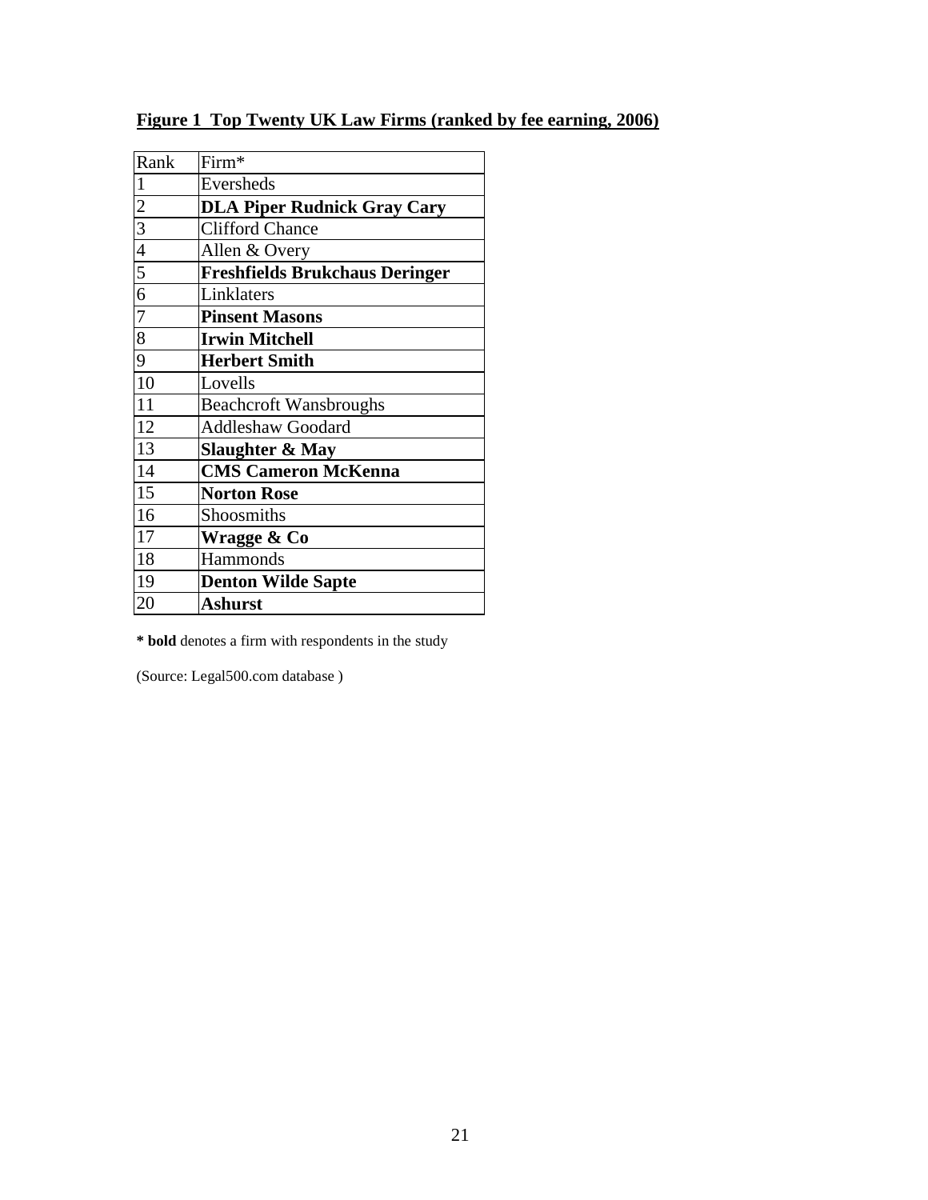**Figure 1 Top Twenty UK Law Firms (ranked by fee earning, 2006)**

| Rank | Firm* |
| --- | --- |
| 1 | Eversheds |
| 2 | **DLA Piper Rudnick Gray Cary** |
| 3 | Clifford Chance |
| 4 | Allen & Overy |
| 5 | **Freshfields Brukchaus Deringer** |
| 6 | Linklaters |
| 7 | **Pinsent Masons** |
| 8 | **Irwin Mitchell** |
| 9 | **Herbert Smith** |
| 10 | Lovells |
| 11 | Beachcroft Wansbroughs |
| 12 | Addleshaw Goodard |
| 13 | **Slaughter & May** |
| 14 | **CMS Cameron McKenna** |
| 15 | **Norton Rose** |
| 16 | Shoosmiths |
| 17 | **Wragge & Co** |
| 18 | Hammonds |
| 19 | **Denton Wilde Sapte** |
| 20 | **Ashurst** |

**\* bold** denotes a firm with respondents in the study

(Source: Legal500.com database )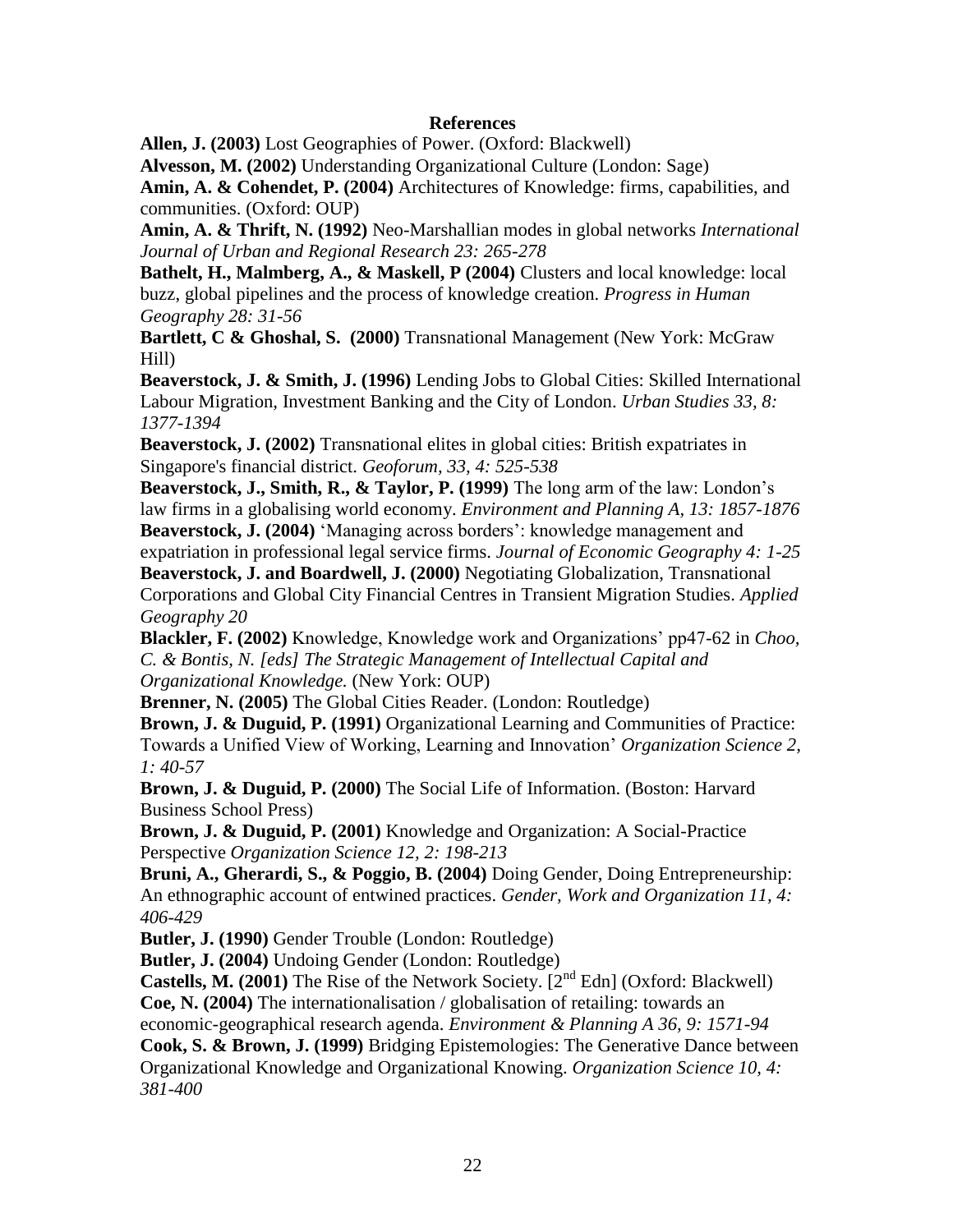## References

**Allen, J. (2003)** Lost Geographies of Power. (Oxford: Blackwell)

**Alvesson, M. (2002)** Understanding Organizational Culture (London: Sage)

**Amin, A. & Cohendet, P. (2004)** Architectures of Knowledge: firms, capabilities, and communities. (Oxford: OUP)

**Amin, A. & Thrift, N. (1992)** Neo-Marshallian modes in global networks *International Journal of Urban and Regional Research 23: 265-278*

**Bathelt, H., Malmberg, A., & Maskell, P (2004)** Clusters and local knowledge: local buzz, global pipelines and the process of knowledge creation. *Progress in Human Geography 28: 31-56*

**Bartlett, C & Ghoshal, S. (2000)** Transnational Management (New York: McGraw Hill)

**Beaverstock, J. & Smith, J. (1996)** Lending Jobs to Global Cities: Skilled International Labour Migration, Investment Banking and the City of London. *Urban Studies 33, 8: 1377-1394*

**Beaverstock, J. (2002)** Transnational elites in global cities: British expatriates in Singapore's financial district. *Geoforum, 33, 4: 525-538*

**Beaverstock, J., Smith, R., & Taylor, P. (1999)** The long arm of the law: London's law firms in a globalising world economy. *Environment and Planning A, 13: 1857-1876*

**Beaverstock, J. (2004)** 'Managing across borders': knowledge management and expatriation in professional legal service firms. *Journal of Economic Geography 4: 1-25*

**Beaverstock, J. and Boardwell, J. (2000)** Negotiating Globalization, Transnational Corporations and Global City Financial Centres in Transient Migration Studies. *Applied Geography 20*

**Blackler, F. (2002)** Knowledge, Knowledge work and Organizations' pp47-62 in *Choo, C. & Bontis, N. [eds] The Strategic Management of Intellectual Capital and Organizational Knowledge.* (New York: OUP)

**Brenner, N. (2005)** The Global Cities Reader. (London: Routledge)

**Brown, J. & Duguid, P. (1991)** Organizational Learning and Communities of Practice: Towards a Unified View of Working, Learning and Innovation' *Organization Science 2, 1: 40-57*

**Brown, J. & Duguid, P. (2000)** The Social Life of Information. (Boston: Harvard Business School Press)

**Brown, J. & Duguid, P. (2001)** Knowledge and Organization: A Social-Practice Perspective *Organization Science 12, 2: 198-213*

**Bruni, A., Gherardi, S., & Poggio, B. (2004)** Doing Gender, Doing Entrepreneurship: An ethnographic account of entwined practices. *Gender, Work and Organization 11, 4: 406-429*

**Butler, J. (1990)** Gender Trouble (London: Routledge)

**Butler, J. (2004)** Undoing Gender (London: Routledge)

**Castells, M. (2001)** The Rise of the Network Society. [2nd Edn] (Oxford: Blackwell)

**Coe, N. (2004)** The internationalisation / globalisation of retailing: towards an economic-geographical research agenda. *Environment & Planning A 36, 9: 1571-94*

**Cook, S. & Brown, J. (1999)** Bridging Epistemologies: The Generative Dance between Organizational Knowledge and Organizational Knowing. *Organization Science 10, 4: 381-400*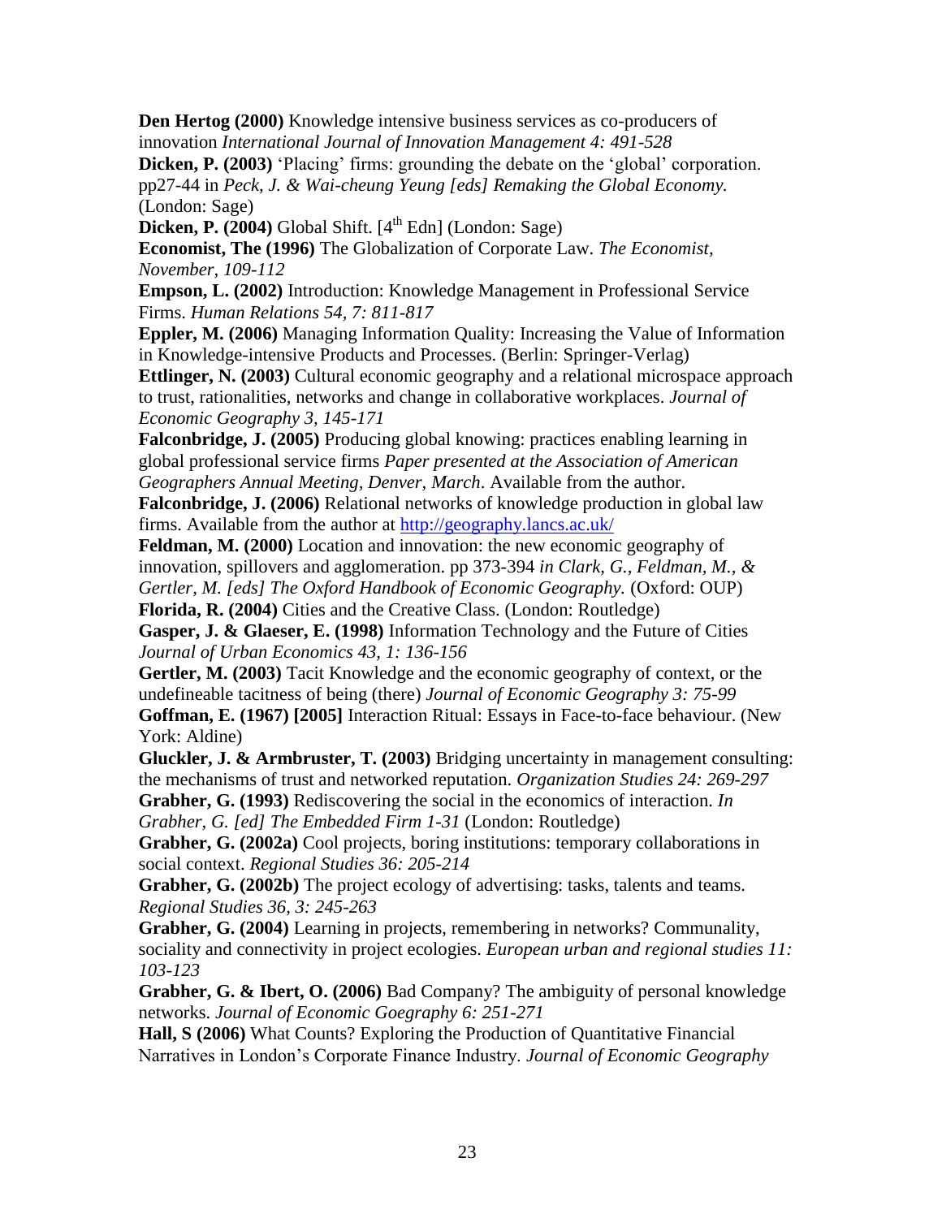**Den Hertog (2000)** Knowledge intensive business services as co-producers of innovation *International Journal of Innovation Management 4: 491-528*

**Dicken, P. (2003)** 'Placing' firms: grounding the debate on the 'global' corporation. pp27-44 in *Peck, J. & Wai-cheung Yeung [eds] Remaking the Global Economy.* (London: Sage)

**Dicken, P. (2004)** Global Shift. [4th Edn] (London: Sage)

**Economist, The (1996)** The Globalization of Corporate Law. *The Economist, November, 109-112*

**Empson, L. (2002)** Introduction: Knowledge Management in Professional Service Firms. *Human Relations 54, 7: 811-817*

**Eppler, M. (2006)** Managing Information Quality: Increasing the Value of Information in Knowledge-intensive Products and Processes. (Berlin: Springer-Verlag)

**Ettlinger, N. (2003)** Cultural economic geography and a relational microspace approach to trust, rationalities, networks and change in collaborative workplaces. *Journal of Economic Geography 3, 145-171*

**Falconbridge, J. (2005)** Producing global knowing: practices enabling learning in global professional service firms *Paper presented at the Association of American Geographers Annual Meeting, Denver, March.* Available from the author.

**Falconbridge, J. (2006)** Relational networks of knowledge production in global law firms. Available from the author at http://geography.lancs.ac.uk/

**Feldman, M. (2000)** Location and innovation: the new economic geography of innovation, spillovers and agglomeration. pp 373-394 *in Clark, G., Feldman, M., & Gertler, M. [eds] The Oxford Handbook of Economic Geography.* (Oxford: OUP)

**Florida, R. (2004)** Cities and the Creative Class. (London: Routledge)

**Gasper, J. & Glaeser, E. (1998)** Information Technology and the Future of Cities *Journal of Urban Economics 43, 1: 136-156*

**Gertler, M. (2003)** Tacit Knowledge and the economic geography of context, or the undefineable tacitness of being (there) *Journal of Economic Geography 3: 75-99*

**Goffman, E. (1967) [2005]** Interaction Ritual: Essays in Face-to-face behaviour. (New York: Aldine)

**Gluckler, J. & Armbruster, T. (2003)** Bridging uncertainty in management consulting: the mechanisms of trust and networked reputation. *Organization Studies 24: 269-297*

**Grabher, G. (1993)** Rediscovering the social in the economics of interaction. *In Grabher, G. [ed] The Embedded Firm 1-31* (London: Routledge)

**Grabher, G. (2002a)** Cool projects, boring institutions: temporary collaborations in social context. *Regional Studies 36: 205-214*

**Grabher, G. (2002b)** The project ecology of advertising: tasks, talents and teams. *Regional Studies 36, 3: 245-263*

**Grabher, G. (2004)** Learning in projects, remembering in networks? Communality, sociality and connectivity in project ecologies. *European urban and regional studies 11: 103-123*

**Grabher, G. & Ibert, O. (2006)** Bad Company? The ambiguity of personal knowledge networks. *Journal of Economic Goegraphy 6: 251-271*

**Hall, S (2006)** What Counts? Exploring the Production of Quantitative Financial Narratives in London's Corporate Finance Industry. *Journal of Economic Geography*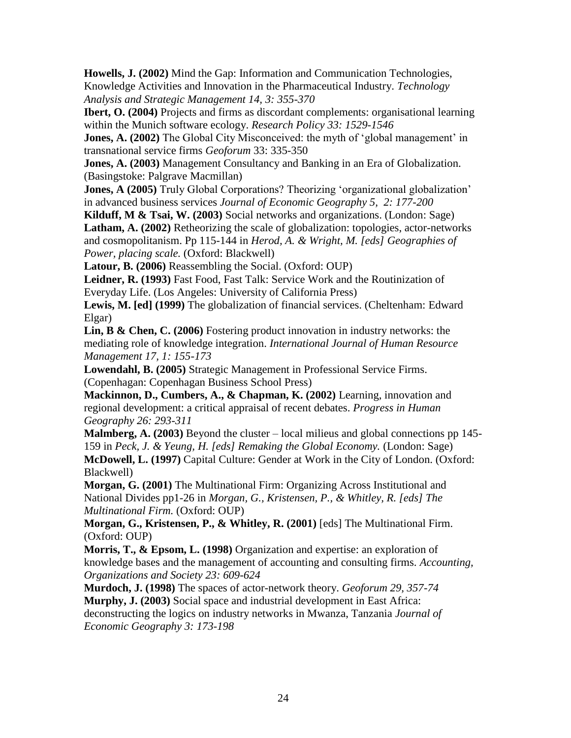**Howells, J. (2002)** Mind the Gap: Information and Communication Technologies, Knowledge Activities and Innovation in the Pharmaceutical Industry. *Technology Analysis and Strategic Management 14, 3: 355-370*

**Ibert, O. (2004)** Projects and firms as discordant complements: organisational learning within the Munich software ecology. *Research Policy 33: 1529-1546*

**Jones, A. (2002)** The Global City Misconceived: the myth of 'global management' in transnational service firms *Geoforum* 33: 335-350

**Jones, A. (2003)** Management Consultancy and Banking in an Era of Globalization. (Basingstoke: Palgrave Macmillan)

**Jones, A (2005)** Truly Global Corporations? Theorizing 'organizational globalization' in advanced business services *Journal of Economic Geography 5, 2: 177-200*

**Kilduff, M & Tsai, W. (2003)** Social networks and organizations. (London: Sage)

**Latham, A. (2002)** Retheorizing the scale of globalization: topologies, actor-networks and cosmopolitanism. Pp 115-144 in *Herod, A. & Wright, M. [eds] Geographies of Power, placing scale.* (Oxford: Blackwell)

**Latour, B. (2006)** Reassembling the Social. (Oxford: OUP)

**Leidner, R. (1993)** Fast Food, Fast Talk: Service Work and the Routinization of Everyday Life. (Los Angeles: University of California Press)

**Lewis, M. [ed] (1999)** The globalization of financial services. (Cheltenham: Edward Elgar)

**Lin, B & Chen, C. (2006)** Fostering product innovation in industry networks: the mediating role of knowledge integration. *International Journal of Human Resource Management 17, 1: 155-173*

**Lowendahl, B. (2005)** Strategic Management in Professional Service Firms. (Copenhagan: Copenhagen Business School Press)

**Mackinnon, D., Cumbers, A., & Chapman, K. (2002)** Learning, innovation and regional development: a critical appraisal of recent debates. *Progress in Human Geography 26: 293-311*

**Malmberg, A. (2003)** Beyond the cluster – local milieus and global connections pp 145-159 in *Peck, J. & Yeung, H. [eds] Remaking the Global Economy.* (London: Sage)

**McDowell, L. (1997)** Capital Culture: Gender at Work in the City of London. (Oxford: Blackwell)

**Morgan, G. (2001)** The Multinational Firm: Organizing Across Institutional and National Divides pp1-26 in *Morgan, G., Kristensen, P., & Whitley, R. [eds] The Multinational Firm.* (Oxford: OUP)

**Morgan, G., Kristensen, P., & Whitley, R. (2001)** [eds] The Multinational Firm. (Oxford: OUP)

**Morris, T., & Epsom, L. (1998)** Organization and expertise: an exploration of knowledge bases and the management of accounting and consulting firms. *Accounting, Organizations and Society 23: 609-624*

**Murdoch, J. (1998)** The spaces of actor-network theory. *Geoforum 29, 357-74*

**Murphy, J. (2003)** Social space and industrial development in East Africa: deconstructing the logics on industry networks in Mwanza, Tanzania *Journal of Economic Geography 3: 173-198*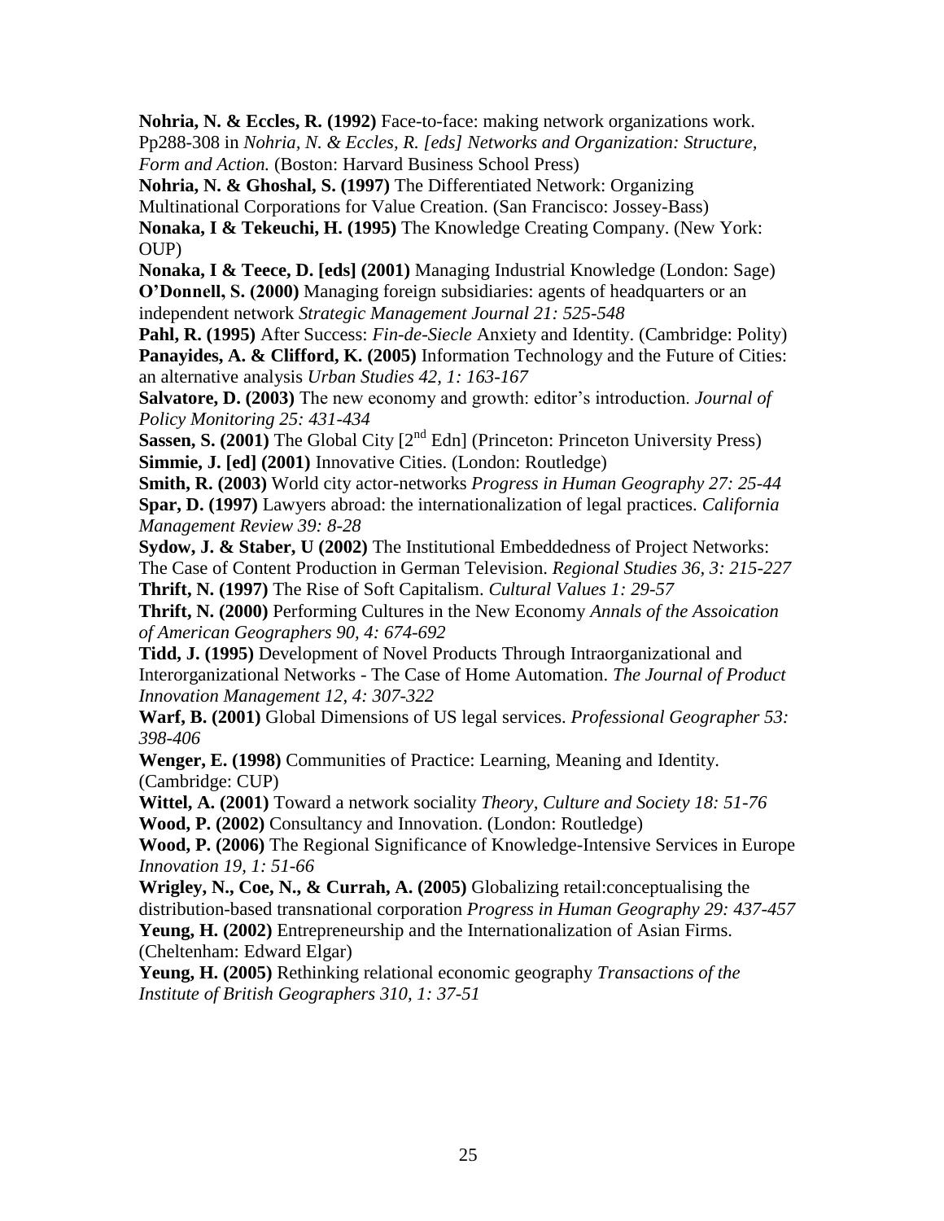**Nohria, N. & Eccles, R. (1992)** Face-to-face: making network organizations work. Pp288-308 in *Nohria, N. & Eccles, R. [eds] Networks and Organization: Structure, Form and Action.* (Boston: Harvard Business School Press)

**Nohria, N. & Ghoshal, S. (1997)** The Differentiated Network: Organizing Multinational Corporations for Value Creation. (San Francisco: Jossey-Bass)

**Nonaka, I & Tekeuchi, H. (1995)** The Knowledge Creating Company. (New York: OUP)

**Nonaka, I & Teece, D. [eds] (2001)** Managing Industrial Knowledge (London: Sage)

**O'Donnell, S. (2000)** Managing foreign subsidiaries: agents of headquarters or an independent network *Strategic Management Journal 21: 525-548*

**Pahl, R. (1995)** After Success: *Fin-de-Siecle* Anxiety and Identity. (Cambridge: Polity)

**Panayides, A. & Clifford, K. (2005)** Information Technology and the Future of Cities: an alternative analysis *Urban Studies 42, 1: 163-167*

**Salvatore, D. (2003)** The new economy and growth: editor's introduction. *Journal of Policy Monitoring 25: 431-434*

**Sassen, S. (2001)** The Global City [2nd Edn] (Princeton: Princeton University Press)

**Simmie, J. [ed] (2001)** Innovative Cities. (London: Routledge)

**Smith, R. (2003)** World city actor-networks *Progress in Human Geography 27: 25-44*

**Spar, D. (1997)** Lawyers abroad: the internationalization of legal practices. *California Management Review 39: 8-28*

**Sydow, J. & Staber, U (2002)** The Institutional Embeddedness of Project Networks: The Case of Content Production in German Television. *Regional Studies 36, 3: 215-227*

**Thrift, N. (1997)** The Rise of Soft Capitalism. *Cultural Values 1: 29-57*

**Thrift, N. (2000)** Performing Cultures in the New Economy *Annals of the Assoication of American Geographers 90, 4: 674-692*

**Tidd, J. (1995)** Development of Novel Products Through Intraorganizational and Interorganizational Networks - The Case of Home Automation. *The Journal of Product Innovation Management 12, 4: 307-322*

**Warf, B. (2001)** Global Dimensions of US legal services. *Professional Geographer 53: 398-406*

**Wenger, E. (1998)** Communities of Practice: Learning, Meaning and Identity. (Cambridge: CUP)

**Wittel, A. (2001)** Toward a network sociality *Theory, Culture and Society 18: 51-76*

**Wood, P. (2002)** Consultancy and Innovation. (London: Routledge)

**Wood, P. (2006)** The Regional Significance of Knowledge-Intensive Services in Europe *Innovation 19, 1: 51-66*

**Wrigley, N., Coe, N., & Currah, A. (2005)** Globalizing retail:conceptualising the distribution-based transnational corporation *Progress in Human Geography 29: 437-457*

**Yeung, H. (2002)** Entrepreneurship and the Internationalization of Asian Firms. (Cheltenham: Edward Elgar)

**Yeung, H. (2005)** Rethinking relational economic geography *Transactions of the Institute of British Geographers 310, 1: 37-51*